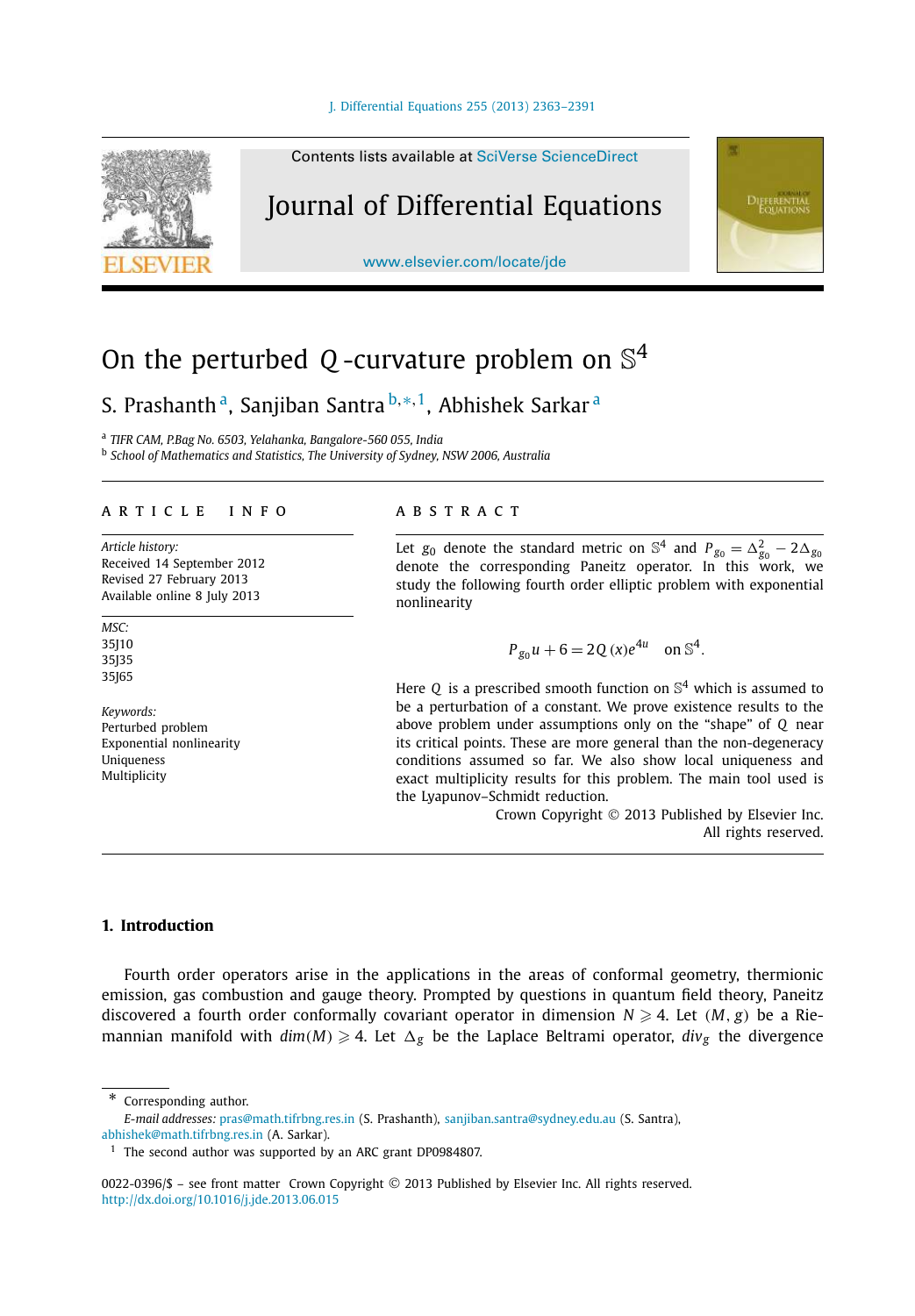# On the perturbed $Q$-curvature problem on $\mathbb{S}^4$

S. Prashanth [a], Sanjiban Santra [b,*,1], Abhishek Sarkar [a]

[a] *TIFR CAM, P.Bag No. 6503, Yelahanka, Bangalore-560 055, India*

[b] *School of Mathematics and Statistics, The University of Sydney, NSW 2006, Australia*

---

**ARTICLE INFO**

*Article history:*
Received 14 September 2012
Revised 27 February 2013
Available online 8 July 2013

*MSC:*
35J10
35J35
35J65

*Keywords:*
Perturbed problem
Exponential nonlinearity
Uniqueness
Multiplicity

**ABSTRACT**

Let $g_0$ denote the standard metric on $\mathbb{S}^4$ and $P_{g_0} = \Delta_{g_0}^2 - 2\Delta_{g_0}$ denote the corresponding Paneitz operator. In this work, we study the following fourth order elliptic problem with exponential nonlinearity

$$P_{g_0} u + 6 = 2Q(x)e^{4u} \quad \text{on } \mathbb{S}^4.$$

Here $Q$ is a prescribed smooth function on $\mathbb{S}^4$ which is assumed to be a perturbation of a constant. We prove existence results to the above problem under assumptions only on the "shape" of $Q$ near its critical points. These are more general than the non-degeneracy conditions assumed so far. We also show local uniqueness and exact multiplicity results for this problem. The main tool used is the Lyapunov–Schmidt reduction.

Crown Copyright © 2013 Published by Elsevier Inc. All rights reserved.

---

## 1. Introduction

Fourth order operators arise in the applications in the areas of conformal geometry, thermionic emission, gas combustion and gauge theory. Prompted by questions in quantum field theory, Paneitz discovered a fourth order conformally covariant operator in dimension $N \geqslant 4$. Let $(M, g)$ be a Riemannian manifold with $dim(M) \geqslant 4$. Let $\Delta_g$ be the Laplace Beltrami operator, $div_g$ the divergence

---

\* Corresponding author.

*E-mail addresses:* pras@math.tifrbng.res.in (S. Prashanth), sanjiban.santra@sydney.edu.au (S. Santra), abhishek@math.tifrbng.res.in (A. Sarkar).

[1] The second author was supported by an ARC grant DP0984807.

0022-0396/$ – see front matter Crown Copyright © 2013 Published by Elsevier Inc. All rights reserved.
http://dx.doi.org/10.1016/j.jde.2013.06.015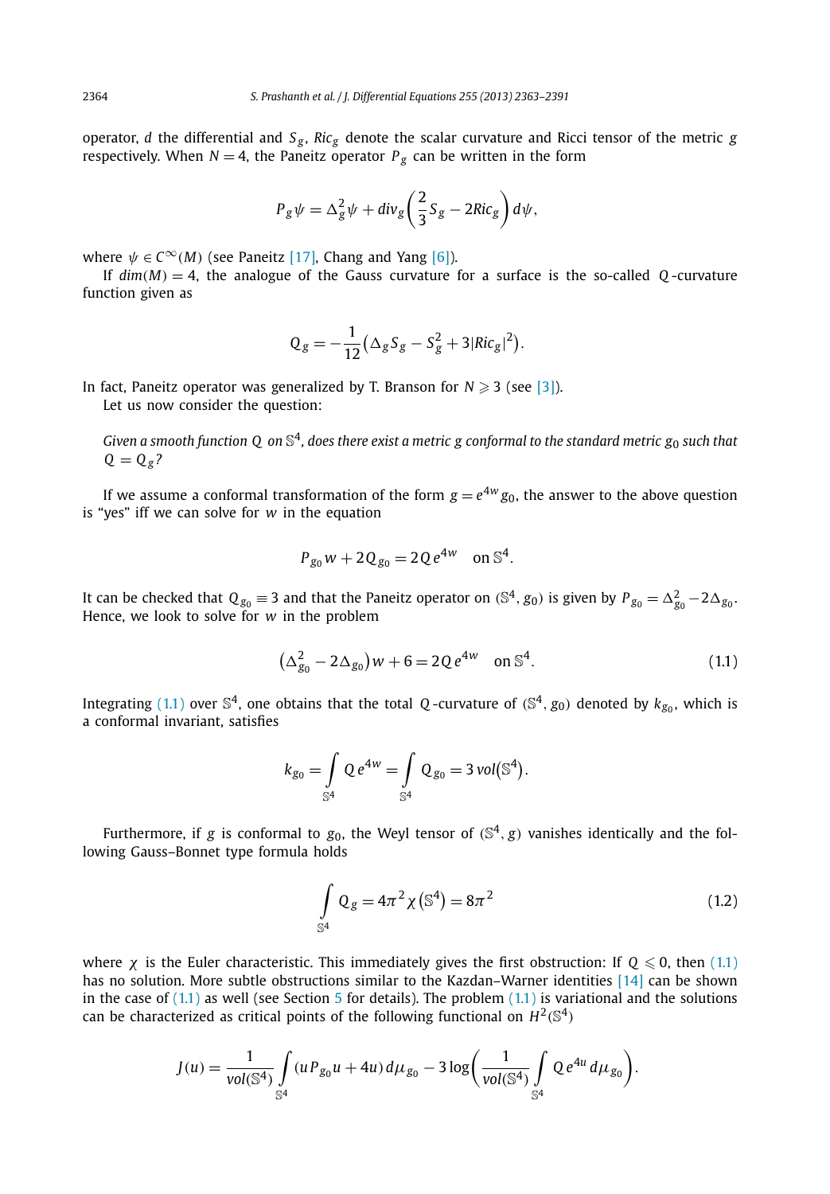operator, $d$ the differential and $S_g$, $Ric_g$ denote the scalar curvature and Ricci tensor of the metric $g$ respectively. When $N = 4$, the Paneitz operator $P_g$ can be written in the form

$$P_g \psi = \Delta_g^2 \psi + div_g\left(\frac{2}{3} S_g - 2Ric_g\right) d\psi,$$

where $\psi \in C^\infty(M)$ (see Paneitz [17], Chang and Yang [6]).

If $dim(M) = 4$, the analogue of the Gauss curvature for a surface is the so-called $Q$-curvature function given as

$$Q_g = -\frac{1}{12}\left(\Delta_g S_g - S_g^2 + 3|Ric_g|^2\right).$$

In fact, Paneitz operator was generalized by T. Branson for $N \geqslant 3$ (see [3]).

Let us now consider the question:

*Given a smooth function $Q$ on $\mathbb{S}^4$, does there exist a metric $g$ conformal to the standard metric $g_0$ such that $Q = Q_g$?*

If we assume a conformal transformation of the form $g = e^{4w} g_0$, the answer to the above question is "yes" iff we can solve for $w$ in the equation

$$P_{g_0} w + 2Q_{g_0} = 2Q\, e^{4w} \quad \text{on } \mathbb{S}^4.$$

It can be checked that $Q_{g_0} \equiv 3$ and that the Paneitz operator on $(\mathbb{S}^4, g_0)$ is given by $P_{g_0} = \Delta_{g_0}^2 - 2\Delta_{g_0}$. Hence, we look to solve for $w$ in the problem

$$\left(\Delta_{g_0}^2 - 2\Delta_{g_0}\right) w + 6 = 2Q\, e^{4w} \quad \text{on } \mathbb{S}^4. \tag{1.1}$$

Integrating (1.1) over $\mathbb{S}^4$, one obtains that the total $Q$-curvature of $(\mathbb{S}^4, g_0)$ denoted by $k_{g_0}$, which is a conformal invariant, satisfies

$$k_{g_0} = \int_{\mathbb{S}^4} Q\, e^{4w} = \int_{\mathbb{S}^4} Q_{g_0} = 3\, vol\left(\mathbb{S}^4\right).$$

Furthermore, if $g$ is conformal to $g_0$, the Weyl tensor of $(\mathbb{S}^4, g)$ vanishes identically and the following Gauss–Bonnet type formula holds

$$\int_{\mathbb{S}^4} Q_g = 4\pi^2 \chi\left(\mathbb{S}^4\right) = 8\pi^2 \tag{1.2}$$

where $\chi$ is the Euler characteristic. This immediately gives the first obstruction: If $Q \leqslant 0$, then (1.1) has no solution. More subtle obstructions similar to the Kazdan–Warner identities [14] can be shown in the case of (1.1) as well (see Section 5 for details). The problem (1.1) is variational and the solutions can be characterized as critical points of the following functional on $H^2(\mathbb{S}^4)$

$$J(u) = \frac{1}{vol(\mathbb{S}^4)} \int_{\mathbb{S}^4} (u P_{g_0} u + 4u)\, d\mu_{g_0} - 3 \log\left(\frac{1}{vol(\mathbb{S}^4)} \int_{\mathbb{S}^4} Q\, e^{4u}\, d\mu_{g_0}\right).$$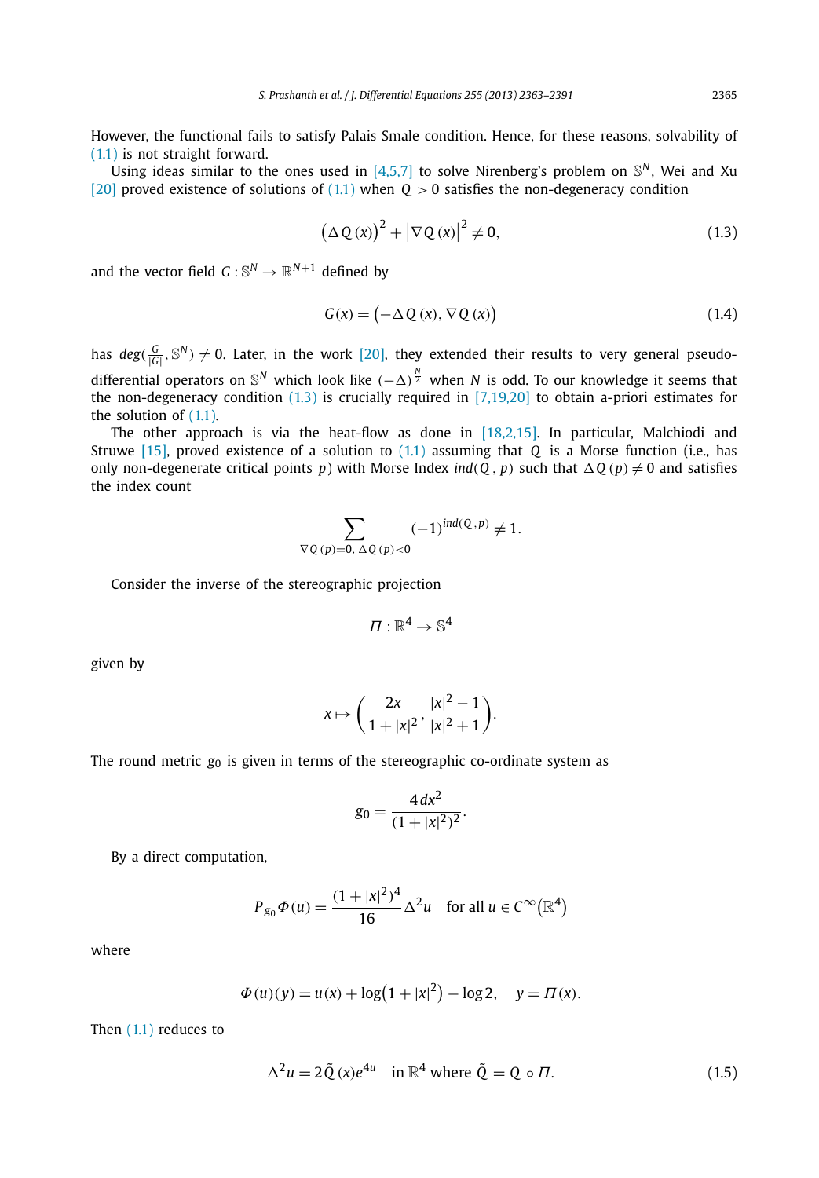However, the functional fails to satisfy Palais Smale condition. Hence, for these reasons, solvability of (1.1) is not straight forward.

Using ideas similar to the ones used in [4,5,7] to solve Nirenberg's problem on $\mathbb{S}^N$, Wei and Xu [20] proved existence of solutions of (1.1) when $Q > 0$ satisfies the non-degeneracy condition

$$\left(\Delta Q(x)\right)^2 + \left|\nabla Q(x)\right|^2 \neq 0, \tag{1.3}$$

and the vector field $G : \mathbb{S}^N \to \mathbb{R}^{N+1}$ defined by

$$G(x) = \left(-\Delta Q(x), \nabla Q(x)\right) \tag{1.4}$$

has $deg(\frac{G}{|G|}, \mathbb{S}^N) \neq 0$. Later, in the work [20], they extended their results to very general pseudo-differential operators on $\mathbb{S}^N$ which look like $(-\Delta)^{\frac{N}{2}}$ when $N$ is odd. To our knowledge it seems that the non-degeneracy condition (1.3) is crucially required in [7,19,20] to obtain a-priori estimates for the solution of (1.1).

The other approach is via the heat-flow as done in [18,2,15]. In particular, Malchiodi and Struwe [15], proved existence of a solution to (1.1) assuming that $Q$ is a Morse function (i.e., has only non-degenerate critical points $p$) with Morse Index $ind(Q, p)$ such that $\Delta Q(p) \neq 0$ and satisfies the index count

$$\sum_{\nabla Q(p)=0,\ \Delta Q(p)<0} (-1)^{ind(Q,p)} \neq 1.$$

Consider the inverse of the stereographic projection

$$\Pi : \mathbb{R}^4 \to \mathbb{S}^4$$

given by

$$x \mapsto \left(\frac{2x}{1+|x|^2}, \frac{|x|^2-1}{|x|^2+1}\right).$$

The round metric $g_0$ is given in terms of the stereographic co-ordinate system as

$$g_0 = \frac{4\,dx^2}{(1+|x|^2)^2}.$$

By a direct computation,

$$P_{g_0}\Phi(u) = \frac{(1+|x|^2)^4}{16}\Delta^2 u \quad \text{for all } u \in C^\infty\left(\mathbb{R}^4\right)$$

where

$$\Phi(u)(y) = u(x) + \log\left(1+|x|^2\right) - \log 2, \quad y = \Pi(x).$$

Then (1.1) reduces to

$$\Delta^2 u = 2\tilde{Q}(x)e^{4u} \quad \text{in } \mathbb{R}^4 \text{ where } \tilde{Q} = Q \circ \Pi. \tag{1.5}$$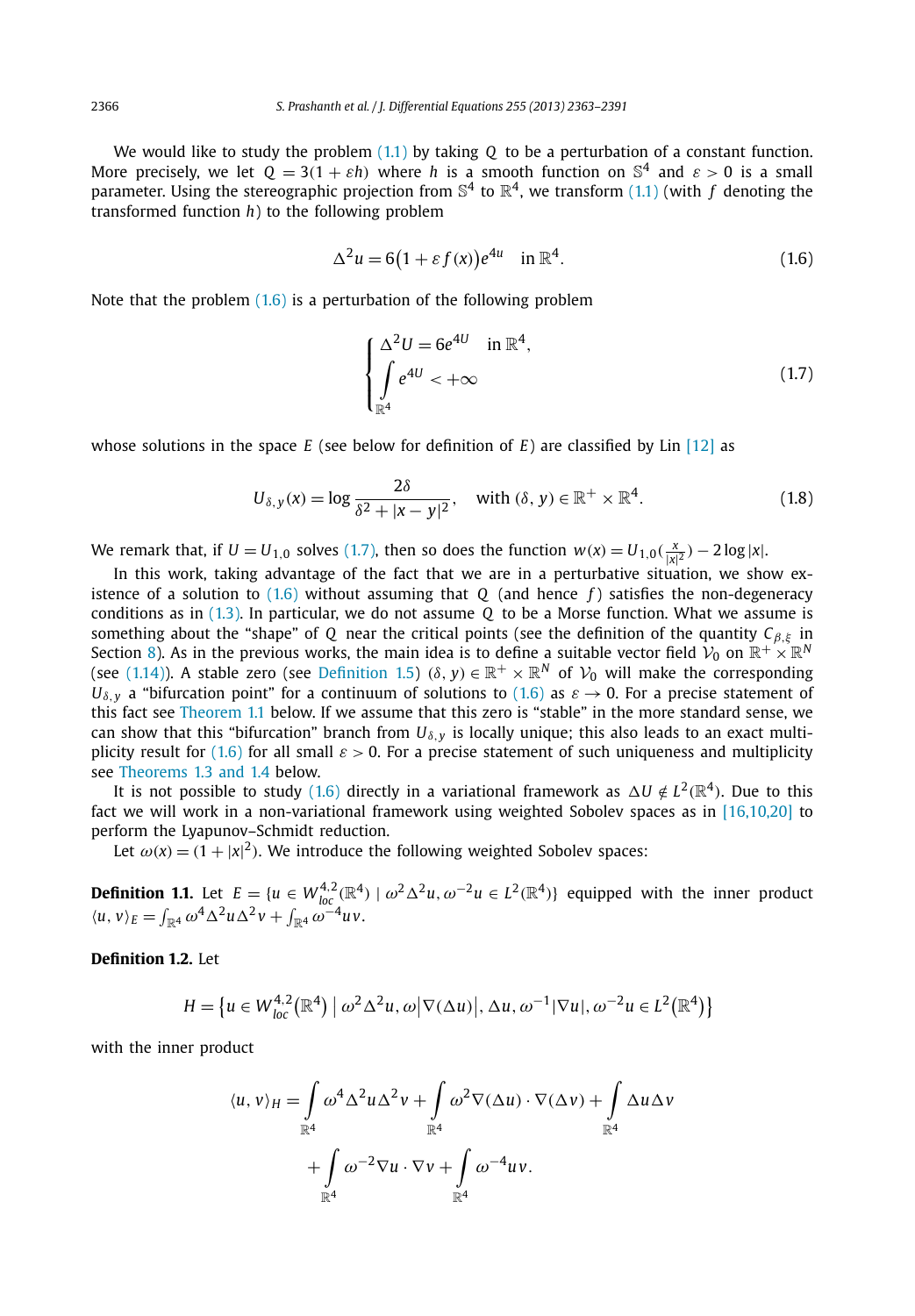We would like to study the problem (1.1) by taking $Q$ to be a perturbation of a constant function. More precisely, we let $Q = 3(1+\varepsilon h)$ where $h$ is a smooth function on $\mathbb{S}^4$ and $\varepsilon > 0$ is a small parameter. Using the stereographic projection from $\mathbb{S}^4$ to $\mathbb{R}^4$, we transform (1.1) (with $f$ denoting the transformed function $h$) to the following problem

$$\Delta^2 u = 6\big(1+\varepsilon f(x)\big)e^{4u} \quad \text{in } \mathbb{R}^4. \tag{1.6}$$

Note that the problem (1.6) is a perturbation of the following problem

$$\begin{cases} \Delta^2 U = 6e^{4U} \quad \text{in } \mathbb{R}^4, \\ \displaystyle\int_{\mathbb{R}^4} e^{4U} < +\infty \end{cases} \tag{1.7}$$

whose solutions in the space $E$ (see below for definition of $E$) are classified by Lin [12] as

$$U_{\delta,y}(x) = \log \frac{2\delta}{\delta^2 + |x-y|^2}, \quad \text{with } (\delta, y) \in \mathbb{R}^+ \times \mathbb{R}^4. \tag{1.8}$$

We remark that, if $U = U_{1,0}$ solves (1.7), then so does the function $w(x) = U_{1,0}(\frac{x}{|x|^2}) - 2\log|x|$.

In this work, taking advantage of the fact that we are in a perturbative situation, we show existence of a solution to (1.6) without assuming that $Q$ (and hence $f$) satisfies the non-degeneracy conditions as in (1.3). In particular, we do not assume $Q$ to be a Morse function. What we assume is something about the "shape" of $Q$ near the critical points (see the definition of the quantity $C_{\beta,\xi}$ in Section 8). As in the previous works, the main idea is to define a suitable vector field $\mathcal{V}_0$ on $\mathbb{R}^+ \times \mathbb{R}^N$ (see (1.14)). A stable zero (see Definition 1.5) $(\delta, y) \in \mathbb{R}^+ \times \mathbb{R}^N$ of $\mathcal{V}_0$ will make the corresponding $U_{\delta,y}$ a "bifurcation point" for a continuum of solutions to (1.6) as $\varepsilon \to 0$. For a precise statement of this fact see Theorem 1.1 below. If we assume that this zero is "stable" in the more standard sense, we can show that this "bifurcation" branch from $U_{\delta,y}$ is locally unique; this also leads to an exact multiplicity result for (1.6) for all small $\varepsilon > 0$. For a precise statement of such uniqueness and multiplicity see Theorems 1.3 and 1.4 below.

It is not possible to study (1.6) directly in a variational framework as $\Delta U \notin L^2(\mathbb{R}^4)$. Due to this fact we will work in a non-variational framework using weighted Sobolev spaces as in [16,10,20] to perform the Lyapunov–Schmidt reduction.

Let $\omega(x) = (1+|x|^2)$. We introduce the following weighted Sobolev spaces:

**Definition 1.1.** Let $E = \{u \in W^{4,2}_{loc}(\mathbb{R}^4) \mid \omega^2\Delta^2 u, \omega^{-2}u \in L^2(\mathbb{R}^4)\}$ equipped with the inner product $\langle u, v\rangle_E = \int_{\mathbb{R}^4} \omega^4 \Delta^2 u \Delta^2 v + \int_{\mathbb{R}^4} \omega^{-4} uv$.

**Definition 1.2.** Let

$$H = \big\{u \in W^{4,2}_{loc}\big(\mathbb{R}^4\big) \bigm| \omega^2\Delta^2 u, \omega\big|\nabla(\Delta u)\big|, \Delta u, \omega^{-1}|\nabla u|, \omega^{-2}u \in L^2\big(\mathbb{R}^4\big)\big\}$$

with the inner product

$$\langle u, v\rangle_H = \int_{\mathbb{R}^4} \omega^4 \Delta^2 u \Delta^2 v + \int_{\mathbb{R}^4} \omega^2 \nabla(\Delta u)\cdot\nabla(\Delta v) + \int_{\mathbb{R}^4} \Delta u \Delta v + \int_{\mathbb{R}^4} \omega^{-2}\nabla u\cdot\nabla v + \int_{\mathbb{R}^4} \omega^{-4} uv.$$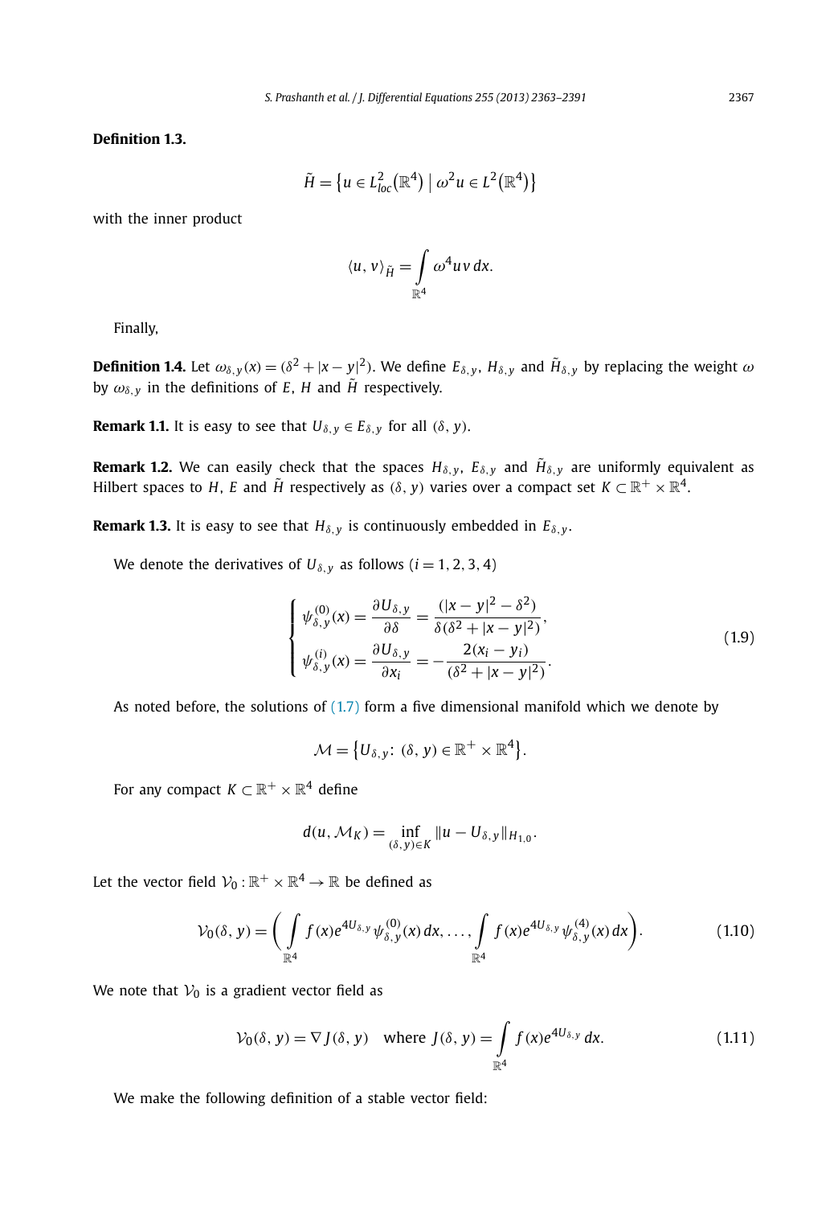**Definition 1.3.**

$$\tilde{H} = \left\{ u \in L^2_{loc}\left(\mathbb{R}^4\right) \mid \omega^2 u \in L^2\left(\mathbb{R}^4\right) \right\}$$

with the inner product

$$\langle u, v \rangle_{\tilde{H}} = \int_{\mathbb{R}^4} \omega^4 u v \, dx.$$

Finally,

**Definition 1.4.** Let $\omega_{\delta,y}(x) = (\delta^2 + |x-y|^2)$. We define $E_{\delta,y}$, $H_{\delta,y}$ and $\tilde{H}_{\delta,y}$ by replacing the weight $\omega$ by $\omega_{\delta,y}$ in the definitions of $E$, $H$ and $\tilde{H}$ respectively.

**Remark 1.1.** It is easy to see that $U_{\delta,y} \in E_{\delta,y}$ for all $(\delta, y)$.

**Remark 1.2.** We can easily check that the spaces $H_{\delta,y}$, $E_{\delta,y}$ and $\tilde{H}_{\delta,y}$ are uniformly equivalent as Hilbert spaces to $H$, $E$ and $\tilde{H}$ respectively as $(\delta, y)$ varies over a compact set $K \subset \mathbb{R}^+ \times \mathbb{R}^4$.

**Remark 1.3.** It is easy to see that $H_{\delta,y}$ is continuously embedded in $E_{\delta,y}$.

We denote the derivatives of $U_{\delta,y}$ as follows $(i = 1, 2, 3, 4)$

$$\begin{cases} \psi^{(0)}_{\delta,y}(x) = \dfrac{\partial U_{\delta,y}}{\partial \delta} = \dfrac{(|x-y|^2 - \delta^2)}{\delta(\delta^2 + |x-y|^2)}, \\ \psi^{(i)}_{\delta,y}(x) = \dfrac{\partial U_{\delta,y}}{\partial x_i} = -\dfrac{2(x_i - y_i)}{(\delta^2 + |x-y|^2)}. \end{cases} \tag{1.9}$$

As noted before, the solutions of (1.7) form a five dimensional manifold which we denote by

$$\mathcal{M} = \left\{ U_{\delta,y} \colon (\delta, y) \in \mathbb{R}^+ \times \mathbb{R}^4 \right\}.$$

For any compact $K \subset \mathbb{R}^+ \times \mathbb{R}^4$ define

$$d(u, \mathcal{M}_K) = \inf_{(\delta,y) \in K} \|u - U_{\delta,y}\|_{H_{1,0}}.$$

Let the vector field $\mathcal{V}_0 : \mathbb{R}^+ \times \mathbb{R}^4 \to \mathbb{R}$ be defined as

$$\mathcal{V}_0(\delta, y) = \left( \int_{\mathbb{R}^4} f(x) e^{4U_{\delta,y}} \psi^{(0)}_{\delta,y}(x) \, dx, \ldots, \int_{\mathbb{R}^4} f(x) e^{4U_{\delta,y}} \psi^{(4)}_{\delta,y}(x) \, dx \right). \tag{1.10}$$

We note that $\mathcal{V}_0$ is a gradient vector field as

$$\mathcal{V}_0(\delta, y) = \nabla J(\delta, y) \quad \text{where } J(\delta, y) = \int_{\mathbb{R}^4} f(x) e^{4U_{\delta,y}} \, dx. \tag{1.11}$$

We make the following definition of a stable vector field: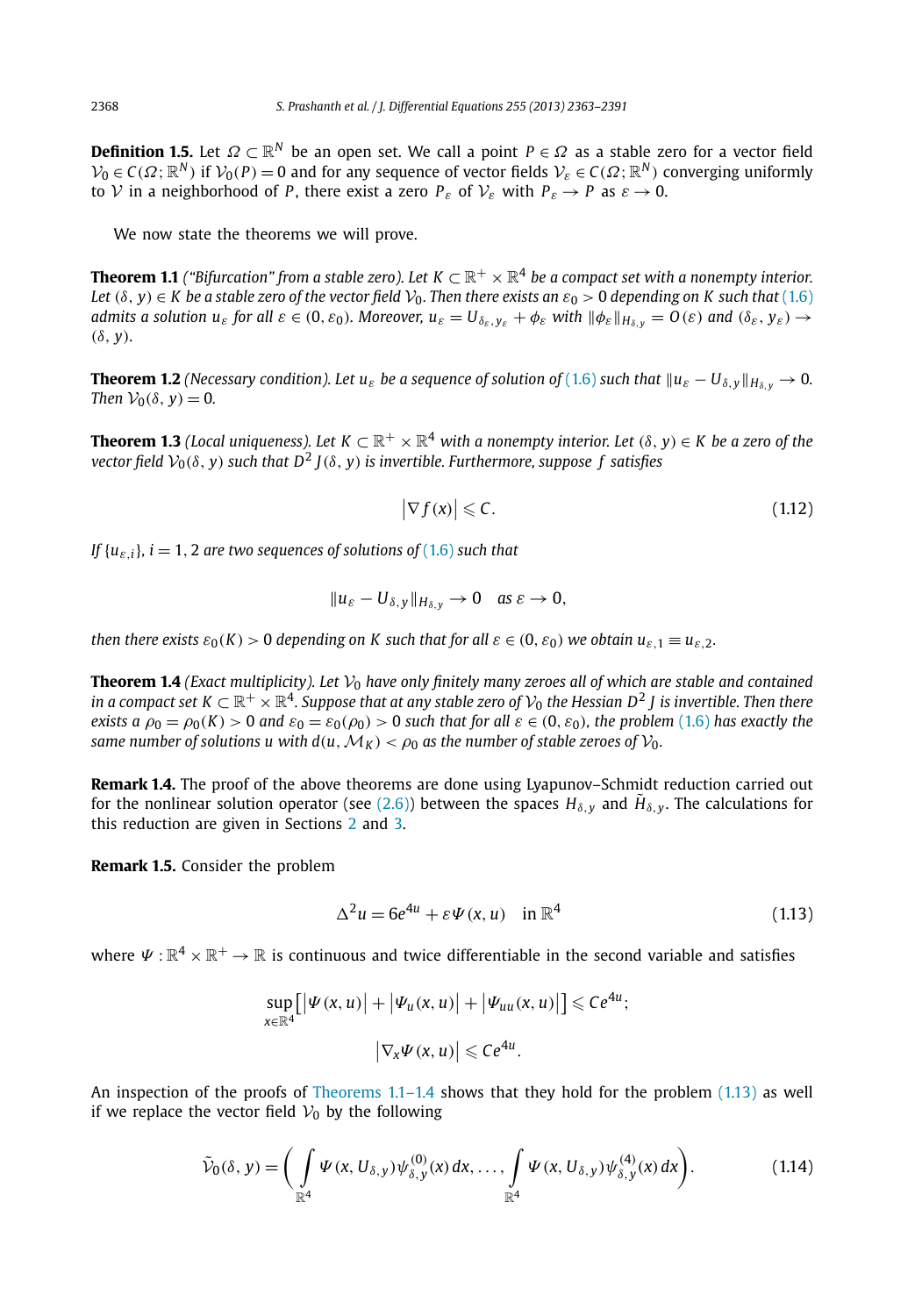**Definition 1.5.** Let $\Omega \subset \mathbb{R}^N$ be an open set. We call a point $P \in \Omega$ as a stable zero for a vector field $\mathcal{V}_0 \in C(\Omega; \mathbb{R}^N)$ if $\mathcal{V}_0(P) = 0$ and for any sequence of vector fields $\mathcal{V}_\varepsilon \in C(\Omega; \mathbb{R}^N)$ converging uniformly to $\mathcal{V}$ in a neighborhood of $P$, there exist a zero $P_\varepsilon$ of $\mathcal{V}_\varepsilon$ with $P_\varepsilon \to P$ as $\varepsilon \to 0$.

We now state the theorems we will prove.

**Theorem 1.1** *("Bifurcation" from a stable zero). Let $K \subset \mathbb{R}^+ \times \mathbb{R}^4$ be a compact set with a nonempty interior. Let $(\delta, y) \in K$ be a stable zero of the vector field $\mathcal{V}_0$. Then there exists an $\varepsilon_0 > 0$ depending on $K$ such that (1.6) admits a solution $u_\varepsilon$ for all $\varepsilon \in (0, \varepsilon_0)$. Moreover, $u_\varepsilon = U_{\delta_\varepsilon, y_\varepsilon} + \phi_\varepsilon$ with $\|\phi_\varepsilon\|_{H_{\delta,y}} = O(\varepsilon)$ and $(\delta_\varepsilon, y_\varepsilon) \to (\delta, y)$.*

**Theorem 1.2** *(Necessary condition). Let $u_\varepsilon$ be a sequence of solution of (1.6) such that $\|u_\varepsilon - U_{\delta,y}\|_{H_{\delta,y}} \to 0$. Then $\mathcal{V}_0(\delta, y) = 0$.*

**Theorem 1.3** *(Local uniqueness). Let $K \subset \mathbb{R}^+ \times \mathbb{R}^4$ with a nonempty interior. Let $(\delta, y) \in K$ be a zero of the vector field $\mathcal{V}_0(\delta, y)$ such that $D^2 J(\delta, y)$ is invertible. Furthermore, suppose $f$ satisfies*

$$\left|\nabla f(x)\right| \leqslant C. \tag{1.12}$$

*If $\{u_{\varepsilon,i}\}$, $i = 1, 2$ are two sequences of solutions of (1.6) such that*

$$\|u_\varepsilon - U_{\delta,y}\|_{H_{\delta,y}} \to 0 \quad \text{as } \varepsilon \to 0,$$

*then there exists $\varepsilon_0(K) > 0$ depending on $K$ such that for all $\varepsilon \in (0, \varepsilon_0)$ we obtain $u_{\varepsilon,1} \equiv u_{\varepsilon,2}$.*

**Theorem 1.4** *(Exact multiplicity). Let $\mathcal{V}_0$ have only finitely many zeroes all of which are stable and contained in a compact set $K \subset \mathbb{R}^+ \times \mathbb{R}^4$. Suppose that at any stable zero of $\mathcal{V}_0$ the Hessian $D^2 J$ is invertible. Then there exists a $\rho_0 = \rho_0(K) > 0$ and $\varepsilon_0 = \varepsilon_0(\rho_0) > 0$ such that for all $\varepsilon \in (0, \varepsilon_0)$, the problem (1.6) has exactly the same number of solutions $u$ with $d(u, \mathcal{M}_K) < \rho_0$ as the number of stable zeroes of $\mathcal{V}_0$.*

**Remark 1.4.** The proof of the above theorems are done using Lyapunov–Schmidt reduction carried out for the nonlinear solution operator (see (2.6)) between the spaces $H_{\delta,y}$ and $\tilde{H}_{\delta,y}$. The calculations for this reduction are given in Sections 2 and 3.

**Remark 1.5.** Consider the problem

$$\Delta^2 u = 6e^{4u} + \varepsilon \Psi(x, u) \quad \text{in } \mathbb{R}^4 \tag{1.13}$$

where $\Psi : \mathbb{R}^4 \times \mathbb{R}^+ \to \mathbb{R}$ is continuous and twice differentiable in the second variable and satisfies

$$\sup_{x \in \mathbb{R}^4} \left[\left|\Psi(x, u)\right| + \left|\Psi_u(x, u)\right| + \left|\Psi_{uu}(x, u)\right|\right] \leqslant C e^{4u};$$

$$\left|\nabla_x \Psi(x, u)\right| \leqslant C e^{4u}.$$

An inspection of the proofs of Theorems 1.1–1.4 shows that they hold for the problem (1.13) as well if we replace the vector field $\mathcal{V}_0$ by the following

$$\tilde{\mathcal{V}}_0(\delta, y) = \left( \int_{\mathbb{R}^4} \Psi(x, U_{\delta,y}) \psi^{(0)}_{\delta,y}(x)\, dx, \ldots, \int_{\mathbb{R}^4} \Psi(x, U_{\delta,y}) \psi^{(4)}_{\delta,y}(x)\, dx \right). \tag{1.14}$$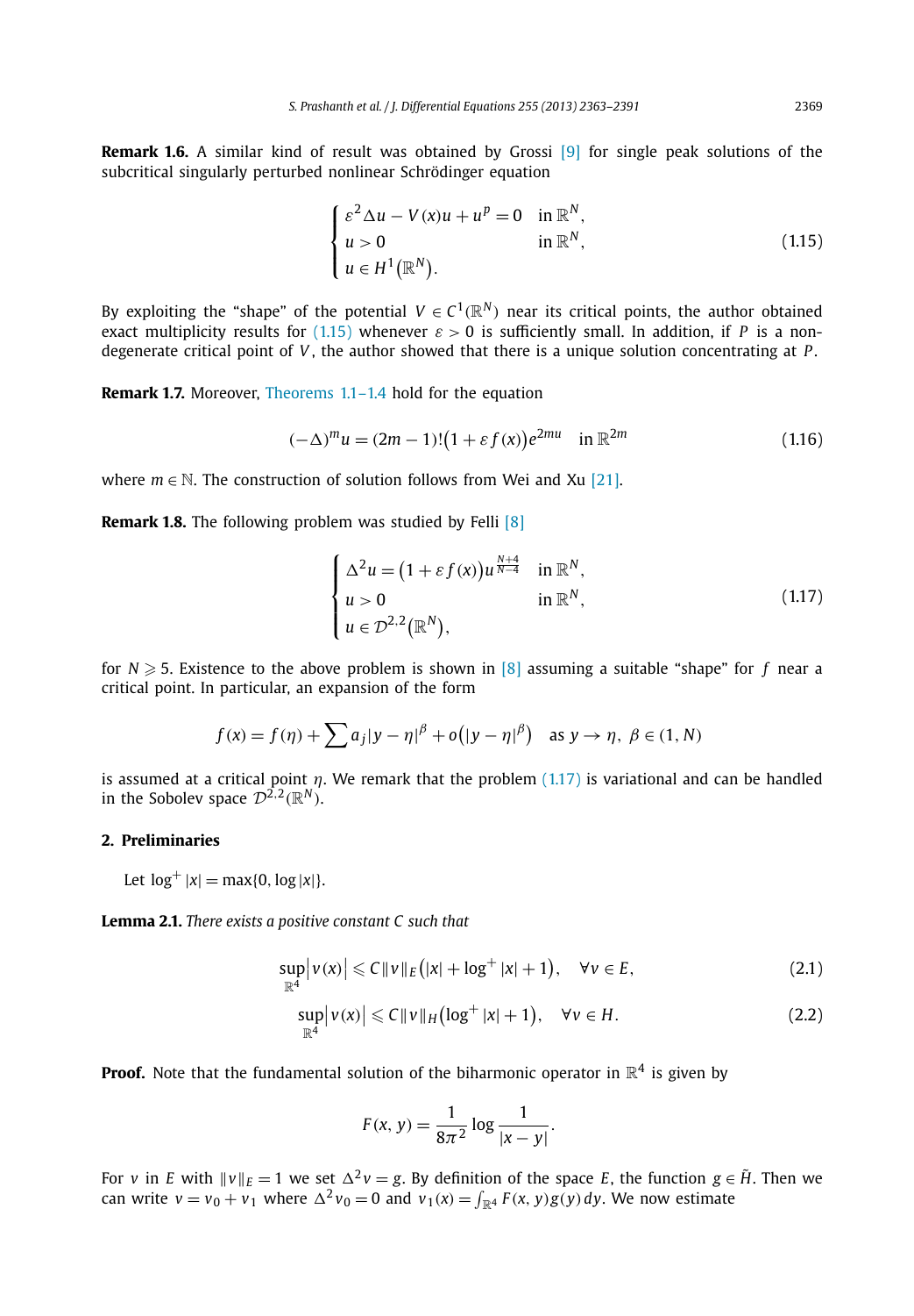**Remark 1.6.** A similar kind of result was obtained by Grossi [9] for single peak solutions of the subcritical singularly perturbed nonlinear Schrödinger equation

$$\begin{cases} \varepsilon^2 \Delta u - V(x)u + u^p = 0 & \text{in } \mathbb{R}^N, \\ u > 0 & \text{in } \mathbb{R}^N, \\ u \in H^1(\mathbb{R}^N). \end{cases} \tag{1.15}$$

By exploiting the "shape" of the potential $V \in C^1(\mathbb{R}^N)$ near its critical points, the author obtained exact multiplicity results for (1.15) whenever $\varepsilon > 0$ is sufficiently small. In addition, if $P$ is a non-degenerate critical point of $V$, the author showed that there is a unique solution concentrating at $P$.

**Remark 1.7.** Moreover, Theorems 1.1–1.4 hold for the equation

$$(-\Delta)^m u = (2m-1)!\big(1 + \varepsilon f(x)\big)e^{2mu} \quad \text{in } \mathbb{R}^{2m} \tag{1.16}$$

where $m \in \mathbb{N}$. The construction of solution follows from Wei and Xu [21].

**Remark 1.8.** The following problem was studied by Felli [8]

$$\begin{cases} \Delta^2 u = \big(1 + \varepsilon f(x)\big)u^{\frac{N+4}{N-4}} & \text{in } \mathbb{R}^N, \\ u > 0 & \text{in } \mathbb{R}^N, \\ u \in \mathcal{D}^{2,2}(\mathbb{R}^N), \end{cases} \tag{1.17}$$

for $N \geqslant 5$. Existence to the above problem is shown in [8] assuming a suitable "shape" for $f$ near a critical point. In particular, an expansion of the form

$$f(x) = f(\eta) + \sum a_j |y - \eta|^\beta + o\big(|y - \eta|^\beta\big) \quad \text{as } y \to \eta,\ \beta \in (1, N)$$

is assumed at a critical point $\eta$. We remark that the problem (1.17) is variational and can be handled in the Sobolev space $\mathcal{D}^{2,2}(\mathbb{R}^N)$.

## 2. Preliminaries

Let $\log^+ |x| = \max\{0, \log |x|\}$.

**Lemma 2.1.** *There exists a positive constant $C$ such that*

$$\sup_{\mathbb{R}^4} \big|v(x)\big| \leqslant C\|v\|_E\big(|x| + \log^+ |x| + 1\big), \quad \forall v \in E, \tag{2.1}$$

$$\sup_{\mathbb{R}^4} \big|v(x)\big| \leqslant C\|v\|_H\big(\log^+ |x| + 1\big), \quad \forall v \in H. \tag{2.2}$$

**Proof.** Note that the fundamental solution of the biharmonic operator in $\mathbb{R}^4$ is given by

$$F(x, y) = \frac{1}{8\pi^2} \log \frac{1}{|x - y|}.$$

For $v$ in $E$ with $\|v\|_E = 1$ we set $\Delta^2 v = g$. By definition of the space $E$, the function $g \in \tilde{H}$. Then we can write $v = v_0 + v_1$ where $\Delta^2 v_0 = 0$ and $v_1(x) = \int_{\mathbb{R}^4} F(x, y)g(y)\,dy$. We now estimate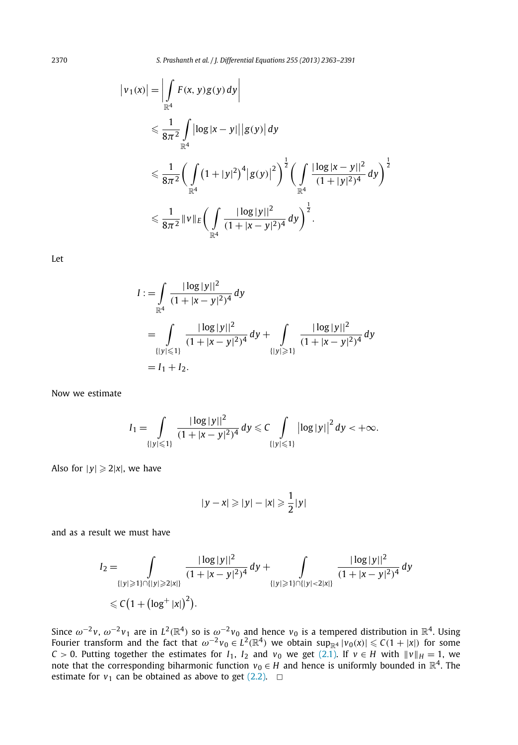$$
\begin{aligned}
|v_1(x)| &= \left| \int\limits_{\mathbb{R}^4} F(x,y) g(y)\, dy \right| \\
&\leqslant \frac{1}{8\pi^2} \int\limits_{\mathbb{R}^4} \big|\log|x-y|\big| \big|g(y)\big|\, dy \\
&\leqslant \frac{1}{8\pi^2} \left( \int\limits_{\mathbb{R}^4} \big(1+|y|^2\big)^4 \big|g(y)\big|^2 \right)^{\frac{1}{2}} \left( \int\limits_{\mathbb{R}^4} \frac{|\log|x-y||^2}{(1+|y|^2)^4}\, dy \right)^{\frac{1}{2}} \\
&\leqslant \frac{1}{8\pi^2} \|v\|_E \left( \int\limits_{\mathbb{R}^4} \frac{|\log|y||^2}{(1+|x-y|^2)^4}\, dy \right)^{\frac{1}{2}}.
\end{aligned}
$$

Let

$$
\begin{aligned}
I &:= \int\limits_{\mathbb{R}^4} \frac{|\log|y||^2}{(1+|x-y|^2)^4}\, dy \\
&= \int\limits_{\{|y|\leqslant 1\}} \frac{|\log|y||^2}{(1+|x-y|^2)^4}\, dy + \int\limits_{\{|y|\geqslant 1\}} \frac{|\log|y||^2}{(1+|x-y|^2)^4}\, dy \\
&= I_1 + I_2.
\end{aligned}
$$

Now we estimate

$$
I_1 = \int\limits_{\{|y|\leqslant 1\}} \frac{|\log|y||^2}{(1+|x-y|^2)^4}\, dy \leqslant C \int\limits_{\{|y|\leqslant 1\}} \big|\log|y|\big|^2\, dy < +\infty.
$$

Also for $|y| \geqslant 2|x|$, we have

$$
|y-x| \geqslant |y| - |x| \geqslant \frac{1}{2}|y|
$$

and as a result we must have

$$
\begin{aligned}
I_2 &= \int\limits_{\{|y|\geqslant 1\}\cap\{|y|\geqslant 2|x|\}} \frac{|\log|y||^2}{(1+|x-y|^2)^4}\, dy + \int\limits_{\{|y|\geqslant 1\}\cap\{|y|<2|x|\}} \frac{|\log|y||^2}{(1+|x-y|^2)^4}\, dy \\
&\leqslant C\big(1 + \big(\log^+|x|\big)^2\big).
\end{aligned}
$$

Since $\omega^{-2}v$, $\omega^{-2}v_1$ are in $L^2(\mathbb{R}^4)$ so is $\omega^{-2}v_0$ and hence $v_0$ is a tempered distribution in $\mathbb{R}^4$. Using Fourier transform and the fact that $\omega^{-2}v_0 \in L^2(\mathbb{R}^4)$ we obtain $\sup_{\mathbb{R}^4}|v_0(x)| \leqslant C(1+|x|)$ for some $C > 0$. Putting together the estimates for $I_1$, $I_2$ and $v_0$ we get (2.1). If $v \in H$ with $\|v\|_H = 1$, we note that the corresponding biharmonic function $v_0 \in H$ and hence is uniformly bounded in $\mathbb{R}^4$. The estimate for $v_1$ can be obtained as above to get (2.2). $\square$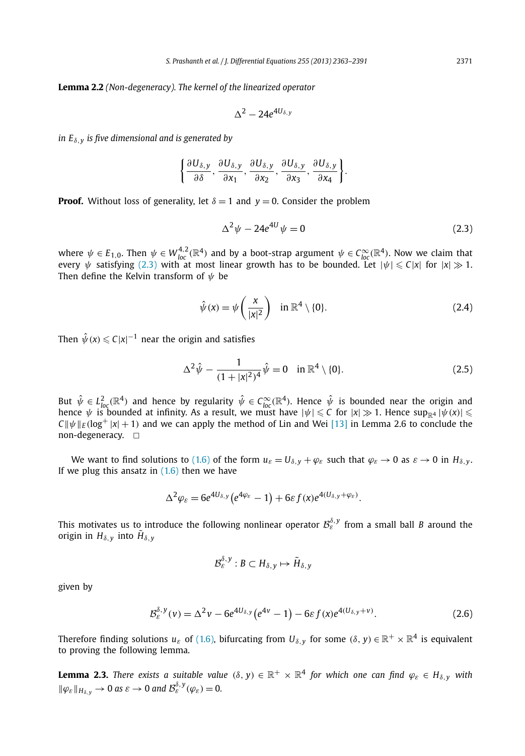**Lemma 2.2** *(Non-degeneracy). The kernel of the linearized operator*

$$\Delta^2 - 24e^{4U_{\delta,y}}$$

*in $E_{\delta,y}$ is five dimensional and is generated by*

$$\left\{\frac{\partial U_{\delta,y}}{\partial \delta}, \frac{\partial U_{\delta,y}}{\partial x_1}, \frac{\partial U_{\delta,y}}{\partial x_2}, \frac{\partial U_{\delta,y}}{\partial x_3}, \frac{\partial U_{\delta,y}}{\partial x_4}\right\}.$$

**Proof.** Without loss of generality, let $\delta = 1$ and $y = 0$. Consider the problem

$$\Delta^2 \psi - 24e^{4U}\psi = 0 \tag{2.3}$$

where $\psi \in E_{1,0}$. Then $\psi \in W^{4,2}_{loc}(\mathbb{R}^4)$ and by a boot-strap argument $\psi \in C^\infty_{loc}(\mathbb{R}^4)$. Now we claim that every $\psi$ satisfying (2.3) with at most linear growth has to be bounded. Let $|\psi| \leqslant C|x|$ for $|x| \gg 1$. Then define the Kelvin transform of $\psi$ be

$$\hat{\psi}(x) = \psi\left(\frac{x}{|x|^2}\right) \quad \text{in } \mathbb{R}^4 \setminus \{0\}. \tag{2.4}$$

Then $\hat{\psi}(x) \leqslant C|x|^{-1}$ near the origin and satisfies

$$\Delta^2 \hat{\psi} - \frac{1}{(1+|x|^2)^4}\hat{\psi} = 0 \quad \text{in } \mathbb{R}^4 \setminus \{0\}. \tag{2.5}$$

But $\hat{\psi} \in L^2_{loc}(\mathbb{R}^4)$ and hence by regularity $\hat{\psi} \in C^\infty_{loc}(\mathbb{R}^4)$. Hence $\hat{\psi}$ is bounded near the origin and hence $\psi$ is bounded at infinity. As a result, we must have $|\psi| \leqslant C$ for $|x| \gg 1$. Hence $\sup_{\mathbb{R}^4}|\psi(x)| \leqslant C\|\psi\|_E(\log^+|x| + 1)$ and we can apply the method of Lin and Wei [13] in Lemma 2.6 to conclude the non-degeneracy. $\square$

We want to find solutions to (1.6) of the form $u_\varepsilon = U_{\delta,y} + \varphi_\varepsilon$ such that $\varphi_\varepsilon \to 0$ as $\varepsilon \to 0$ in $H_{\delta,y}$. If we plug this ansatz in (1.6) then we have

$$\Delta^2 \varphi_\varepsilon = 6e^{4U_{\delta,y}}\left(e^{4\varphi_\varepsilon} - 1\right) + 6\varepsilon f(x)e^{4(U_{\delta,y}+\varphi_\varepsilon)}.$$

This motivates us to introduce the following nonlinear operator $\mathcal{B}^{\delta,y}_\varepsilon$ from a small ball $B$ around the origin in $H_{\delta,y}$ into $\tilde{H}_{\delta,y}$

$$\mathcal{B}^{\delta,y}_\varepsilon : B \subset H_{\delta,y} \mapsto \tilde{H}_{\delta,y}$$

given by

$$\mathcal{B}^{\delta,y}_\varepsilon(v) = \Delta^2 v - 6e^{4U_{\delta,y}}\left(e^{4v} - 1\right) - 6\varepsilon f(x)e^{4(U_{\delta,y}+v)}. \tag{2.6}$$

Therefore finding solutions $u_\varepsilon$ of (1.6), bifurcating from $U_{\delta,y}$ for some $(\delta, y) \in \mathbb{R}^+ \times \mathbb{R}^4$ is equivalent to proving the following lemma.

**Lemma 2.3.** *There exists a suitable value $(\delta, y) \in \mathbb{R}^+ \times \mathbb{R}^4$ for which one can find $\varphi_\varepsilon \in H_{\delta,y}$ with $\|\varphi_\varepsilon\|_{H_{\delta,y}} \to 0$ as $\varepsilon \to 0$ and $\mathcal{B}^{\delta,y}_\varepsilon(\varphi_\varepsilon) = 0$.*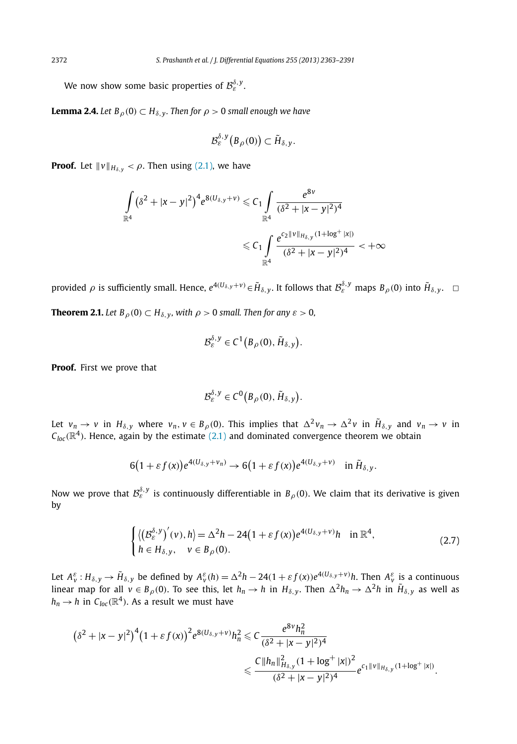We now show some basic properties of $\mathcal{B}_\varepsilon^{\delta,y}$.

**Lemma 2.4.** *Let $B_\rho(0) \subset H_{\delta,y}$. Then for $\rho > 0$ small enough we have*

$$\mathcal{B}_\varepsilon^{\delta,y}\big(B_\rho(0)\big) \subset \tilde{H}_{\delta,y}.$$

**Proof.** Let $\|v\|_{H_{\delta,y}} < \rho$. Then using (2.1), we have

$$\begin{aligned}\int_{\mathbb{R}^4} \big(\delta^2 + |x-y|^2\big)^4 e^{8(U_{\delta,y}+v)} &\leqslant C_1 \int_{\mathbb{R}^4} \frac{e^{8v}}{(\delta^2 + |x-y|^2)^4} \\ &\leqslant C_1 \int_{\mathbb{R}^4} \frac{e^{c_2\|v\|_{H_{\delta,y}}(1+\log^+|x|)}}{(\delta^2 + |x-y|^2)^4} < +\infty\end{aligned}$$

provided $\rho$ is sufficiently small. Hence, $e^{4(U_{\delta,y}+v)} \in \tilde{H}_{\delta,y}$. It follows that $\mathcal{B}_\varepsilon^{\delta,y}$ maps $B_\rho(0)$ into $\tilde{H}_{\delta,y}$. $\square$

**Theorem 2.1.** *Let $B_\rho(0) \subset H_{\delta,y}$, with $\rho > 0$ small. Then for any $\varepsilon > 0$,*

$$\mathcal{B}_\varepsilon^{\delta,y} \in C^1\big(B_\rho(0), \tilde{H}_{\delta,y}\big).$$

**Proof.** First we prove that

$$\mathcal{B}_\varepsilon^{\delta,y} \in C^0\big(B_\rho(0), \tilde{H}_{\delta,y}\big).$$

Let $v_n \to v$ in $H_{\delta,y}$ where $v_n, v \in B_\rho(0)$. This implies that $\Delta^2 v_n \to \Delta^2 v$ in $\tilde{H}_{\delta,y}$ and $v_n \to v$ in $C_{loc}(\mathbb{R}^4)$. Hence, again by the estimate (2.1) and dominated convergence theorem we obtain

$$6\big(1+\varepsilon f(x)\big)e^{4(U_{\delta,y}+v_n)} \to 6\big(1+\varepsilon f(x)\big)e^{4(U_{\delta,y}+v)} \quad \text{in } \tilde{H}_{\delta,y}.$$

Now we prove that $\mathcal{B}_\varepsilon^{\delta,y}$ is continuously differentiable in $B_\rho(0)$. We claim that its derivative is given by

$$\begin{cases} \big\langle \big(\mathcal{B}_\varepsilon^{\delta,y}\big)'(v), h\big\rangle = \Delta^2 h - 24\big(1+\varepsilon f(x)\big)e^{4(U_{\delta,y}+v)}h & \text{in } \mathbb{R}^4, \\ h \in H_{\delta,y}, \quad v \in B_\rho(0). \end{cases} \tag{2.7}$$

Let $A_v^\varepsilon : H_{\delta,y} \to \tilde{H}_{\delta,y}$ be defined by $A_v^\varepsilon(h) = \Delta^2 h - 24(1+\varepsilon f(x))e^{4(U_{\delta,y}+v)}h$. Then $A_v^\varepsilon$ is a continuous linear map for all $v \in B_\rho(0)$. To see this, let $h_n \to h$ in $H_{\delta,y}$. Then $\Delta^2 h_n \to \Delta^2 h$ in $\tilde{H}_{\delta,y}$ as well as $h_n \to h$ in $C_{loc}(\mathbb{R}^4)$. As a result we must have

$$\begin{aligned}\big(\delta^2 + |x-y|^2\big)^4\big(1+\varepsilon f(x)\big)^2 e^{8(U_{\delta,y}+v)}h_n^2 &\leqslant C\frac{e^{8v}h_n^2}{(\delta^2 + |x-y|^2)^4} \\ &\leqslant \frac{C\|h_n\|_{H_{\delta,y}}^2(1+\log^+|x|)^2}{(\delta^2 + |x-y|^2)^4} e^{c_1\|v\|_{H_{\delta,y}}(1+\log^+|x|)}.\end{aligned}$$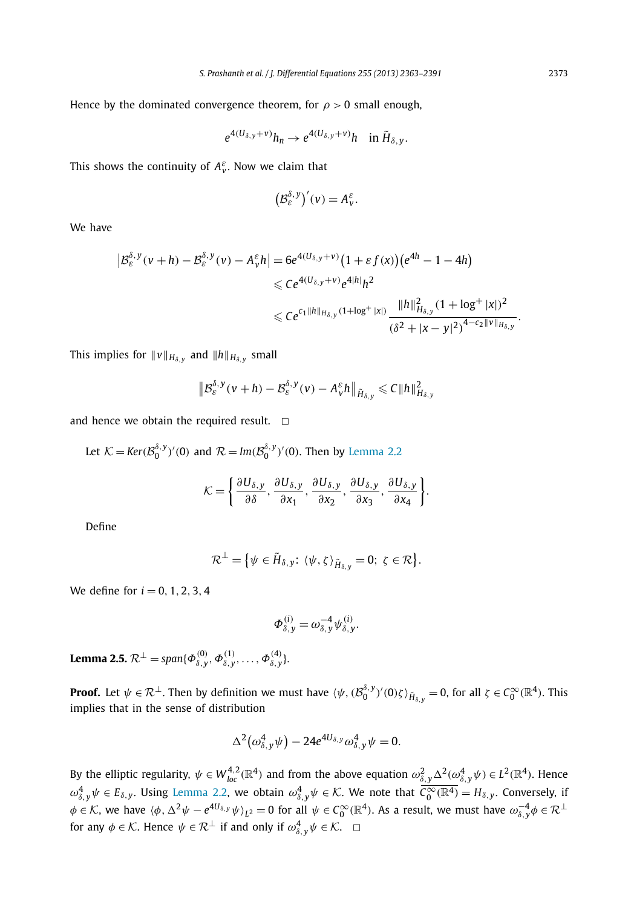Hence by the dominated convergence theorem, for $\rho > 0$ small enough,

$$e^{4(U_{\delta,y}+v)}h_n \to e^{4(U_{\delta,y}+v)}h \quad \text{in } \tilde{H}_{\delta,y}.$$

This shows the continuity of $A_v^\varepsilon$. Now we claim that

$$\left(\mathcal{B}_\varepsilon^{\delta,y}\right)'(v) = A_v^\varepsilon.$$

We have

$$\begin{aligned}
\left|\mathcal{B}_\varepsilon^{\delta,y}(v+h) - \mathcal{B}_\varepsilon^{\delta,y}(v) - A_v^\varepsilon h\right| &= 6e^{4(U_{\delta,y}+v)}\left(1+\varepsilon f(x)\right)\left(e^{4h}-1-4h\right) \\
&\leqslant Ce^{4(U_{\delta,y}+v)}e^{4|h|}h^2 \\
&\leqslant Ce^{c_1\|h\|_{H_{\delta,y}}(1+\log^+|x|)}\frac{\|h\|_{H_{\delta,y}}^2(1+\log^+|x|)^2}{(\delta^2+|x-y|^2)^{4-c_2\|v\|_{H_{\delta,y}}}}.
\end{aligned}$$

This implies for $\|v\|_{H_{\delta,y}}$ and $\|h\|_{H_{\delta,y}}$ small

$$\left\|\mathcal{B}_\varepsilon^{\delta,y}(v+h) - \mathcal{B}_\varepsilon^{\delta,y}(v) - A_v^\varepsilon h\right\|_{\tilde{H}_{\delta,y}} \leqslant C\|h\|_{H_{\delta,y}}^2$$

and hence we obtain the required result. $\square$

Let $\mathcal{K} = Ker(\mathcal{B}_0^{\delta,y})'(0)$ and $\mathcal{R} = Im(\mathcal{B}_0^{\delta,y})'(0)$. Then by Lemma 2.2

$$\mathcal{K} = \left\{\frac{\partial U_{\delta,y}}{\partial \delta}, \frac{\partial U_{\delta,y}}{\partial x_1}, \frac{\partial U_{\delta,y}}{\partial x_2}, \frac{\partial U_{\delta,y}}{\partial x_3}, \frac{\partial U_{\delta,y}}{\partial x_4}\right\}.$$

Define

$$\mathcal{R}^\perp = \left\{\psi \in \tilde{H}_{\delta,y}\colon \langle \psi, \zeta\rangle_{\tilde{H}_{\delta,y}} = 0;\ \zeta \in \mathcal{R}\right\}.$$

We define for $i = 0, 1, 2, 3, 4$

$$\Phi_{\delta,y}^{(i)} = \omega_{\delta,y}^{-4}\psi_{\delta,y}^{(i)}.$$

**Lemma 2.5.** $\mathcal{R}^\perp = span\{\Phi_{\delta,y}^{(0)}, \Phi_{\delta,y}^{(1)}, \dots, \Phi_{\delta,y}^{(4)}\}$.

**Proof.** Let $\psi \in \mathcal{R}^\perp$. Then by definition we must have $\langle \psi, (\mathcal{B}_0^{\delta,y})'(0)\zeta\rangle_{\tilde{H}_{\delta,y}} = 0$, for all $\zeta \in C_0^\infty(\mathbb{R}^4)$. This implies that in the sense of distribution

$$\Delta^2\left(\omega_{\delta,y}^4\psi\right) - 24e^{4U_{\delta,y}}\omega_{\delta,y}^4\psi = 0.$$

By the elliptic regularity, $\psi \in W_{loc}^{4,2}(\mathbb{R}^4)$ and from the above equation $\omega_{\delta,y}^2\Delta^2(\omega_{\delta,y}^4\psi) \in L^2(\mathbb{R}^4)$. Hence $\omega_{\delta,y}^4\psi \in E_{\delta,y}$. Using Lemma 2.2, we obtain $\omega_{\delta,y}^4\psi \in \mathcal{K}$. We note that $\overline{C_0^\infty(\mathbb{R}^4)} = H_{\delta,y}$. Conversely, if $\phi \in \mathcal{K}$, we have $\langle \phi, \Delta^2\psi - e^{4U_{\delta,y}}\psi\rangle_{L^2} = 0$ for all $\psi \in C_0^\infty(\mathbb{R}^4)$. As a result, we must have $\omega_{\delta,y}^{-4}\phi \in \mathcal{R}^\perp$ for any $\phi \in \mathcal{K}$. Hence $\psi \in \mathcal{R}^\perp$ if and only if $\omega_{\delta,y}^4\psi \in \mathcal{K}$. $\square$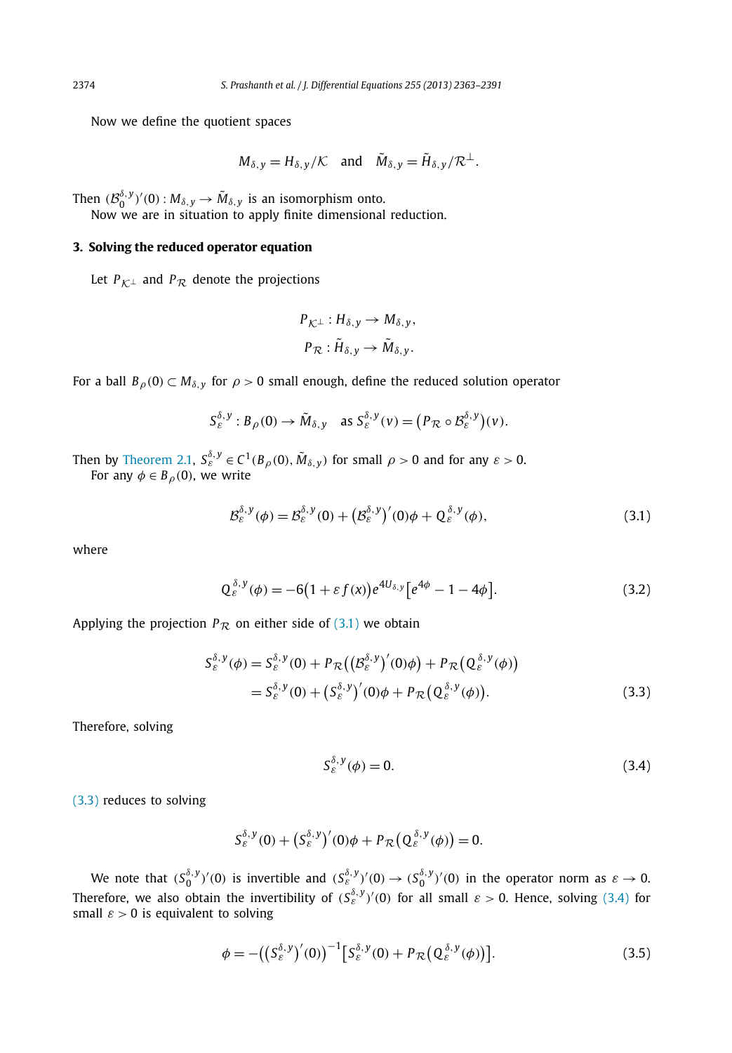Now we define the quotient spaces

$$M_{\delta,y} = H_{\delta,y}/\mathcal{K} \quad \text{and} \quad \tilde{M}_{\delta,y} = \tilde{H}_{\delta,y}/\mathcal{R}^{\perp}.$$

Then $(\mathcal{B}_0^{\delta,y})'(0) : M_{\delta,y} \to \tilde{M}_{\delta,y}$ is an isomorphism onto.

Now we are in situation to apply finite dimensional reduction.

## 3. Solving the reduced operator equation

Let $P_{\mathcal{K}^{\perp}}$ and $P_{\mathcal{R}}$ denote the projections

$$P_{\mathcal{K}^{\perp}} : H_{\delta,y} \to M_{\delta,y},$$
$$P_{\mathcal{R}} : \tilde{H}_{\delta,y} \to \tilde{M}_{\delta,y}.$$

For a ball $B_\rho(0) \subset M_{\delta,y}$ for $\rho > 0$ small enough, define the reduced solution operator

$$S_\varepsilon^{\delta,y} : B_\rho(0) \to \tilde{M}_{\delta,y} \quad \text{as } S_\varepsilon^{\delta,y}(v) = \left(P_{\mathcal{R}} \circ \mathcal{B}_\varepsilon^{\delta,y}\right)(v).$$

Then by Theorem 2.1, $S_\varepsilon^{\delta,y} \in C^1(B_\rho(0), \tilde{M}_{\delta,y})$ for small $\rho > 0$ and for any $\varepsilon > 0$.

For any $\phi \in B_\rho(0)$, we write

$$\mathcal{B}_\varepsilon^{\delta,y}(\phi) = \mathcal{B}_\varepsilon^{\delta,y}(0) + \left(\mathcal{B}_\varepsilon^{\delta,y}\right)'(0)\phi + Q_\varepsilon^{\delta,y}(\phi), \tag{3.1}$$

where

$$Q_\varepsilon^{\delta,y}(\phi) = -6\left(1 + \varepsilon f(x)\right)e^{4U_{\delta,y}}\left[e^{4\phi} - 1 - 4\phi\right]. \tag{3.2}$$

Applying the projection $P_{\mathcal{R}}$ on either side of (3.1) we obtain

$$\begin{aligned} S_\varepsilon^{\delta,y}(\phi) &= S_\varepsilon^{\delta,y}(0) + P_{\mathcal{R}}\left(\left(\mathcal{B}_\varepsilon^{\delta,y}\right)'(0)\phi\right) + P_{\mathcal{R}}\left(Q_\varepsilon^{\delta,y}(\phi)\right) \\ &= S_\varepsilon^{\delta,y}(0) + \left(S_\varepsilon^{\delta,y}\right)'(0)\phi + P_{\mathcal{R}}\left(Q_\varepsilon^{\delta,y}(\phi)\right). \end{aligned} \tag{3.3}$$

Therefore, solving

$$S_\varepsilon^{\delta,y}(\phi) = 0. \tag{3.4}$$

(3.3) reduces to solving

$$S_\varepsilon^{\delta,y}(0) + \left(S_\varepsilon^{\delta,y}\right)'(0)\phi + P_{\mathcal{R}}\left(Q_\varepsilon^{\delta,y}(\phi)\right) = 0.$$

We note that $(S_0^{\delta,y})'(0)$ is invertible and $(S_\varepsilon^{\delta,y})'(0) \to (S_0^{\delta,y})'(0)$ in the operator norm as $\varepsilon \to 0$. Therefore, we also obtain the invertibility of $(S_\varepsilon^{\delta,y})'(0)$ for all small $\varepsilon > 0$. Hence, solving (3.4) for small $\varepsilon > 0$ is equivalent to solving

$$\phi = -\left(\left(S_\varepsilon^{\delta,y}\right)'(0)\right)^{-1}\left[S_\varepsilon^{\delta,y}(0) + P_{\mathcal{R}}\left(Q_\varepsilon^{\delta,y}(\phi)\right)\right]. \tag{3.5}$$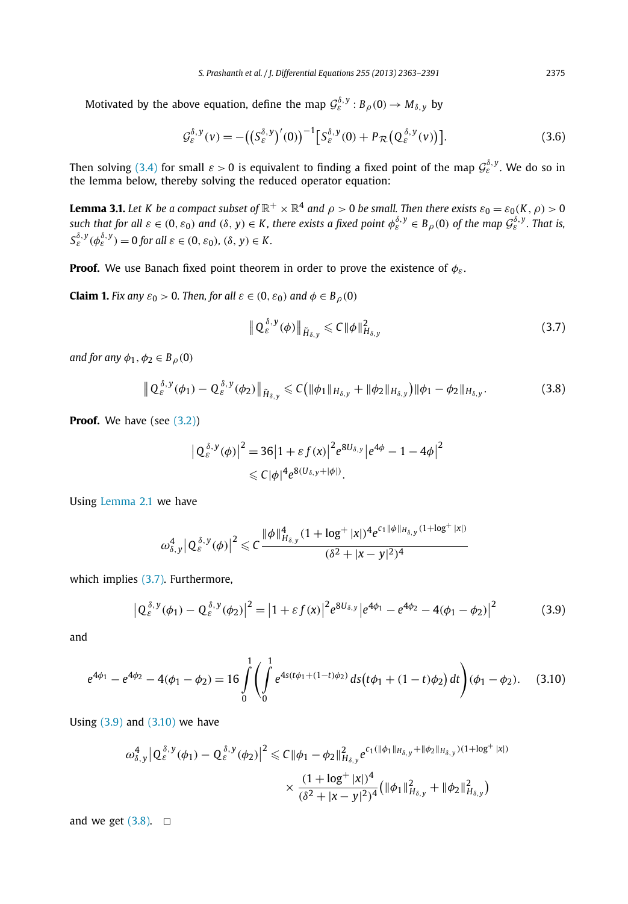Motivated by the above equation, define the map $\mathcal{G}_\varepsilon^{\delta,y} : B_\rho(0) \to M_{\delta,y}$ by

$$\mathcal{G}_\varepsilon^{\delta,y}(v) = -\left(\left(S_\varepsilon^{\delta,y}\right)'(0)\right)^{-1}\left[S_\varepsilon^{\delta,y}(0) + P_{\mathcal{R}}\left(Q_\varepsilon^{\delta,y}(v)\right)\right]. \tag{3.6}$$

Then solving (3.4) for small $\varepsilon > 0$ is equivalent to finding a fixed point of the map $\mathcal{G}_\varepsilon^{\delta,y}$. We do so in the lemma below, thereby solving the reduced operator equation:

**Lemma 3.1.** *Let $K$ be a compact subset of $\mathbb{R}^+ \times \mathbb{R}^4$ and $\rho > 0$ be small. Then there exists $\varepsilon_0 = \varepsilon_0(K, \rho) > 0$ such that for all $\varepsilon \in (0, \varepsilon_0)$ and $(\delta, y) \in K$, there exists a fixed point $\phi_\varepsilon^{\delta,y} \in B_\rho(0)$ of the map $\mathcal{G}_\varepsilon^{\delta,y}$. That is, $S_\varepsilon^{\delta,y}(\phi_\varepsilon^{\delta,y}) = 0$ for all $\varepsilon \in (0, \varepsilon_0)$, $(\delta, y) \in K$.*

**Proof.** We use Banach fixed point theorem in order to prove the existence of $\phi_\varepsilon$.

**Claim 1.** *Fix any $\varepsilon_0 > 0$. Then, for all $\varepsilon \in (0, \varepsilon_0)$ and $\phi \in B_\rho(0)$*

$$\left\| Q_\varepsilon^{\delta,y}(\phi)\right\|_{\tilde{H}_{\delta,y}} \leqslant C\|\phi\|_{H_{\delta,y}}^2 \tag{3.7}$$

*and for any $\phi_1, \phi_2 \in B_\rho(0)$*

$$\left\| Q_\varepsilon^{\delta,y}(\phi_1) - Q_\varepsilon^{\delta,y}(\phi_2)\right\|_{\tilde{H}_{\delta,y}} \leqslant C\left(\|\phi_1\|_{H_{\delta,y}} + \|\phi_2\|_{H_{\delta,y}}\right)\|\phi_1 - \phi_2\|_{H_{\delta,y}}. \tag{3.8}$$

**Proof.** We have (see (3.2))

$$\begin{aligned}\left|Q_\varepsilon^{\delta,y}(\phi)\right|^2 &= 36\left|1 + \varepsilon f(x)\right|^2 e^{8U_{\delta,y}}\left|e^{4\phi} - 1 - 4\phi\right|^2 \\ &\leqslant C|\phi|^4 e^{8(U_{\delta,y}+|\phi|)}.\end{aligned}$$

Using Lemma 2.1 we have

$$\omega_{\delta,y}^4\left|Q_\varepsilon^{\delta,y}(\phi)\right|^2 \leqslant C\frac{\|\phi\|_{H_{\delta,y}}^4(1+\log^+|x|)^4 e^{c_1\|\phi\|_{H_{\delta,y}}(1+\log^+|x|)}}{(\delta^2 + |x-y|^2)^4}$$

which implies (3.7). Furthermore,

$$\left|Q_\varepsilon^{\delta,y}(\phi_1) - Q_\varepsilon^{\delta,y}(\phi_2)\right|^2 = \left|1 + \varepsilon f(x)\right|^2 e^{8U_{\delta,y}}\left|e^{4\phi_1} - e^{4\phi_2} - 4(\phi_1 - \phi_2)\right|^2 \tag{3.9}$$

and

$$e^{4\phi_1} - e^{4\phi_2} - 4(\phi_1 - \phi_2) = 16\int_0^1\left(\int_0^1 e^{4s(t\phi_1 + (1-t)\phi_2)}\, ds\left(t\phi_1 + (1-t)\phi_2\right) dt\right)(\phi_1 - \phi_2). \tag{3.10}$$

Using (3.9) and (3.10) we have

$$\begin{aligned}\omega_{\delta,y}^4\left|Q_\varepsilon^{\delta,y}(\phi_1) - Q_\varepsilon^{\delta,y}(\phi_2)\right|^2 &\leqslant C\|\phi_1 - \phi_2\|_{H_{\delta,y}}^2 e^{c_1(\|\phi_1\|_{H_{\delta,y}} + \|\phi_2\|_{H_{\delta,y}})(1+\log^+|x|)} \\ &\quad\times \frac{(1+\log^+|x|)^4}{(\delta^2 + |x-y|^2)^4}\left(\|\phi_1\|_{H_{\delta,y}}^2 + \|\phi_2\|_{H_{\delta,y}}^2\right)\end{aligned}$$

and we get (3.8). $\square$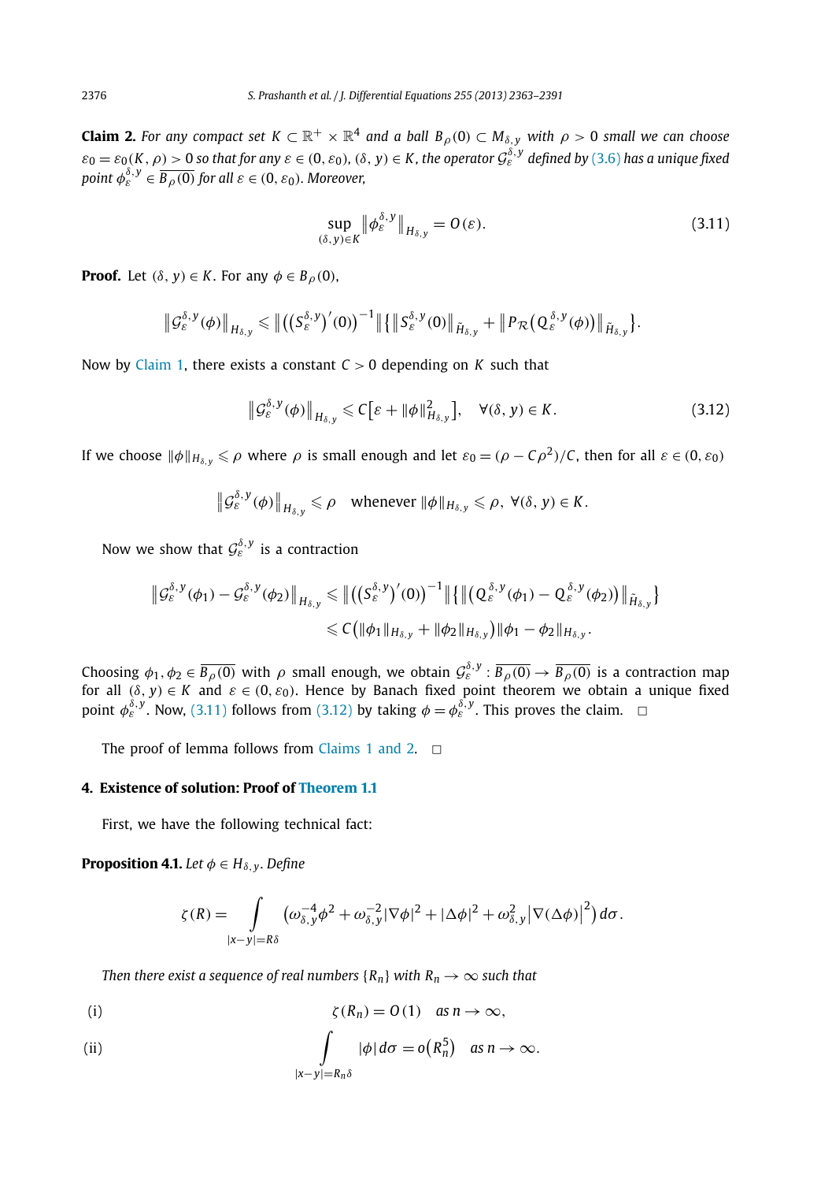**Claim 2.** *For any compact set $K \subset \mathbb{R}^+ \times \mathbb{R}^4$ and a ball $B_\rho(0) \subset M_{\delta,y}$ with $\rho > 0$ small we can choose $\varepsilon_0 = \varepsilon_0(K,\rho) > 0$ so that for any $\varepsilon \in (0,\varepsilon_0)$, $(\delta, y) \in K$, the operator $\mathcal{G}_\varepsilon^{\delta,y}$ defined by (3.6) has a unique fixed point $\phi_\varepsilon^{\delta,y} \in \overline{B_\rho(0)}$ for all $\varepsilon \in (0,\varepsilon_0)$. Moreover,*

$$\sup_{(\delta,y)\in K} \big\|\phi_\varepsilon^{\delta,y}\big\|_{H_{\delta,y}} = O(\varepsilon). \tag{3.11}$$

**Proof.** Let $(\delta, y) \in K$. For any $\phi \in B_\rho(0)$,

$$\big\|\mathcal{G}_\varepsilon^{\delta,y}(\phi)\big\|_{H_{\delta,y}} \leqslant \big\|\big(\big(S_\varepsilon^{\delta,y}\big)'(0)\big)^{-1}\big\|\big\{\big\|S_\varepsilon^{\delta,y}(0)\big\|_{\tilde{H}_{\delta,y}} + \big\|P_{\mathcal{R}}\big(Q_\varepsilon^{\delta,y}(\phi)\big)\big\|_{\tilde{H}_{\delta,y}}\big\}.$$

Now by Claim 1, there exists a constant $C > 0$ depending on $K$ such that

$$\big\|\mathcal{G}_\varepsilon^{\delta,y}(\phi)\big\|_{H_{\delta,y}} \leqslant C\big[\varepsilon + \|\phi\|^2_{H_{\delta,y}}\big], \quad \forall(\delta,y) \in K. \tag{3.12}$$

If we choose $\|\phi\|_{H_{\delta,y}} \leqslant \rho$ where $\rho$ is small enough and let $\varepsilon_0 = (\rho - C\rho^2)/C$, then for all $\varepsilon \in (0,\varepsilon_0)$

$$\big\|\mathcal{G}_\varepsilon^{\delta,y}(\phi)\big\|_{H_{\delta,y}} \leqslant \rho \quad \text{whenever } \|\phi\|_{H_{\delta,y}} \leqslant \rho,\ \forall(\delta,y) \in K.$$

Now we show that $\mathcal{G}_\varepsilon^{\delta,y}$ is a contraction

$$\begin{aligned}\big\|\mathcal{G}_\varepsilon^{\delta,y}(\phi_1) - \mathcal{G}_\varepsilon^{\delta,y}(\phi_2)\big\|_{H_{\delta,y}} &\leqslant \big\|\big(\big(S_\varepsilon^{\delta,y}\big)'(0)\big)^{-1}\big\|\big\{\big\|\big(Q_\varepsilon^{\delta,y}(\phi_1) - Q_\varepsilon^{\delta,y}(\phi_2)\big)\big\|_{\tilde{H}_{\delta,y}}\big\} \\ &\leqslant C\big(\|\phi_1\|_{H_{\delta,y}} + \|\phi_2\|_{H_{\delta,y}}\big)\|\phi_1 - \phi_2\|_{H_{\delta,y}}.\end{aligned}$$

Choosing $\phi_1, \phi_2 \in \overline{B_\rho(0)}$ with $\rho$ small enough, we obtain $\mathcal{G}_\varepsilon^{\delta,y} : \overline{B_\rho(0)} \to \overline{B_\rho(0)}$ is a contraction map for all $(\delta, y) \in K$ and $\varepsilon \in (0,\varepsilon_0)$. Hence by Banach fixed point theorem we obtain a unique fixed point $\phi_\varepsilon^{\delta,y}$. Now, (3.11) follows from (3.12) by taking $\phi = \phi_\varepsilon^{\delta,y}$. This proves the claim. $\square$

The proof of lemma follows from Claims 1 and 2. $\square$

## 4. Existence of solution: Proof of Theorem 1.1

First, we have the following technical fact:

**Proposition 4.1.** *Let $\phi \in H_{\delta,y}$. Define*

$$\zeta(R) = \int\limits_{|x-y|=R\delta} \big(\omega_{\delta,y}^{-4}\phi^2 + \omega_{\delta,y}^{-2}|\nabla\phi|^2 + |\Delta\phi|^2 + \omega_{\delta,y}^2\big|\nabla(\Delta\phi)\big|^2\big)\,d\sigma.$$

*Then there exist a sequence of real numbers $\{R_n\}$ with $R_n \to \infty$ such that*

(i) $$\zeta(R_n) = O(1) \quad \text{as } n \to \infty,$$

(ii) $$\int\limits_{|x-y|=R_n\delta} |\phi|\,d\sigma = o\big(R_n^5\big) \quad \text{as } n \to \infty.$$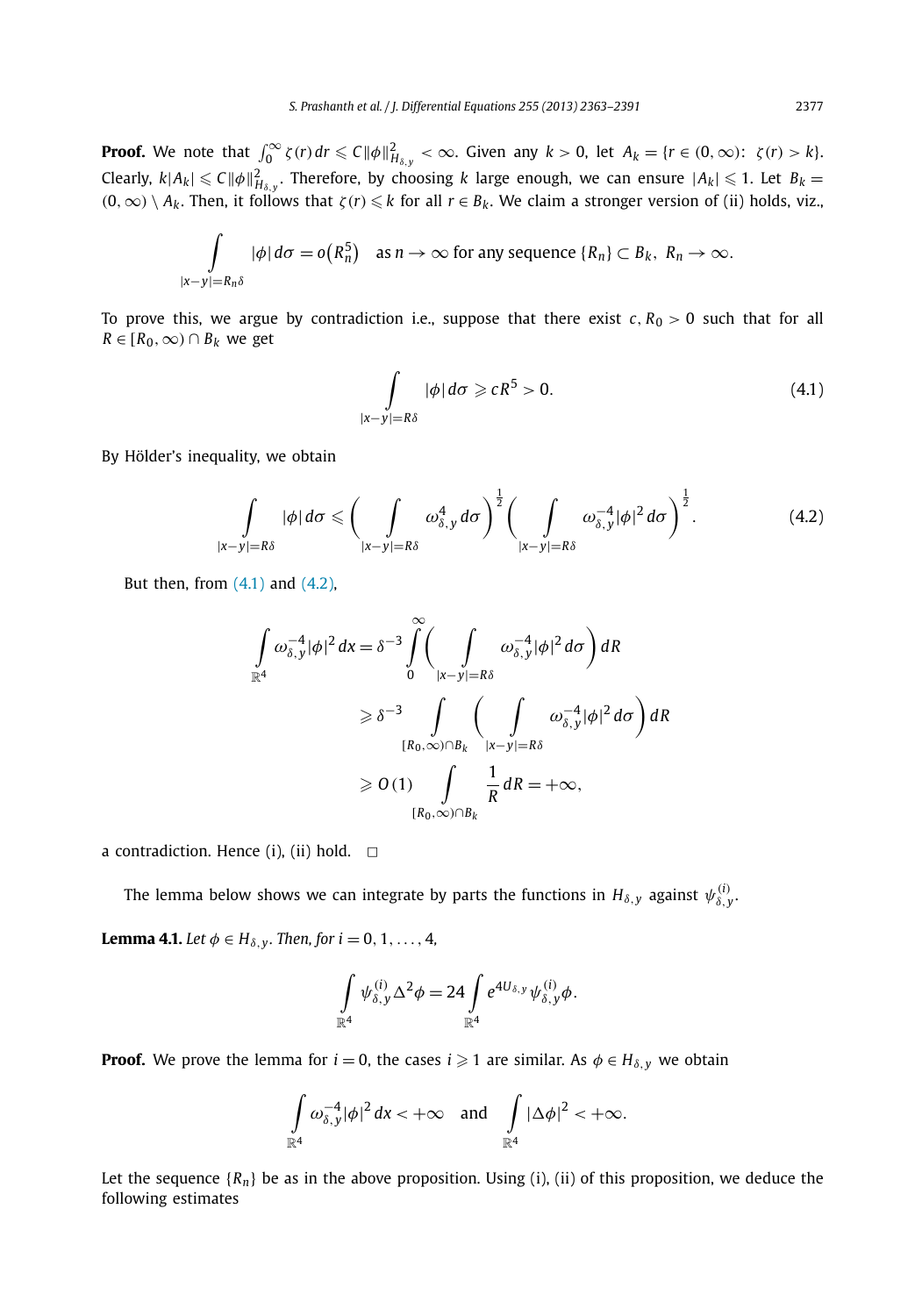**Proof.** We note that $\int_0^\infty \zeta(r)\,dr \leqslant C\|\phi\|^2_{H_{\delta,y}} < \infty$. Given any $k > 0$, let $A_k = \{r \in (0,\infty):\ \zeta(r) > k\}$. Clearly, $k|A_k| \leqslant C\|\phi\|^2_{H_{\delta,y}}$. Therefore, by choosing $k$ large enough, we can ensure $|A_k| \leqslant 1$. Let $B_k = (0,\infty) \setminus A_k$. Then, it follows that $\zeta(r) \leqslant k$ for all $r \in B_k$. We claim a stronger version of (ii) holds, viz.,

$$\int\limits_{|x-y|=R_n\delta} |\phi|\,d\sigma = o\big(R_n^5\big) \quad \text{as } n \to \infty \text{ for any sequence } \{R_n\} \subset B_k,\ R_n \to \infty.$$

To prove this, we argue by contradiction i.e., suppose that there exist $c, R_0 > 0$ such that for all $R \in [R_0,\infty) \cap B_k$ we get

$$\int\limits_{|x-y|=R\delta} |\phi|\,d\sigma \geqslant cR^5 > 0. \tag{4.1}$$

By Hölder's inequality, we obtain

$$\int\limits_{|x-y|=R\delta} |\phi|\,d\sigma \leqslant \Bigg(\int\limits_{|x-y|=R\delta} \omega_{\delta,y}^4\,d\sigma\Bigg)^{\frac{1}{2}} \Bigg(\int\limits_{|x-y|=R\delta} \omega_{\delta,y}^{-4}|\phi|^2\,d\sigma\Bigg)^{\frac{1}{2}}. \tag{4.2}$$

But then, from (4.1) and (4.2),

$$\begin{aligned}
\int\limits_{\mathbb{R}^4} \omega_{\delta,y}^{-4}|\phi|^2\,dx &= \delta^{-3}\int\limits_0^\infty \Bigg(\int\limits_{|x-y|=R\delta} \omega_{\delta,y}^{-4}|\phi|^2\,d\sigma\Bigg)\,dR \\
&\geqslant \delta^{-3}\int\limits_{[R_0,\infty)\cap B_k} \Bigg(\int\limits_{|x-y|=R\delta} \omega_{\delta,y}^{-4}|\phi|^2\,d\sigma\Bigg)\,dR \\
&\geqslant O(1)\int\limits_{[R_0,\infty)\cap B_k} \frac{1}{R}\,dR = +\infty,
\end{aligned}$$

a contradiction. Hence (i), (ii) hold. $\square$

The lemma below shows we can integrate by parts the functions in $H_{\delta,y}$ against $\psi^{(i)}_{\delta,y}$.

**Lemma 4.1.** *Let $\phi \in H_{\delta,y}$. Then, for $i = 0,1,\dots,4$,*

$$\int\limits_{\mathbb{R}^4} \psi^{(i)}_{\delta,y}\Delta^2\phi = 24\int\limits_{\mathbb{R}^4} e^{4U_{\delta,y}}\psi^{(i)}_{\delta,y}\phi.$$

**Proof.** We prove the lemma for $i = 0$, the cases $i \geqslant 1$ are similar. As $\phi \in H_{\delta,y}$ we obtain

$$\int\limits_{\mathbb{R}^4} \omega_{\delta,y}^{-4}|\phi|^2\,dx < +\infty \quad \text{and} \quad \int\limits_{\mathbb{R}^4} |\Delta\phi|^2 < +\infty.$$

Let the sequence $\{R_n\}$ be as in the above proposition. Using (i), (ii) of this proposition, we deduce the following estimates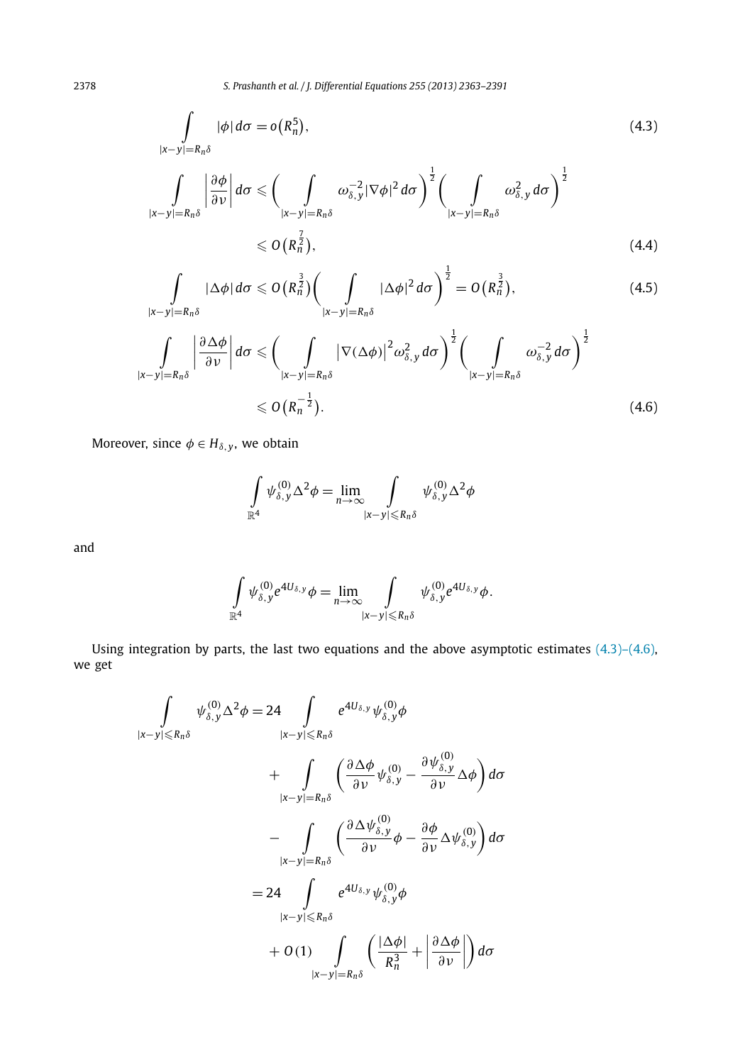$$\int_{|x-y|=R_n\delta} |\phi|\,d\sigma = o\left(R_n^5\right), \tag{4.3}$$

$$\int_{|x-y|=R_n\delta} \left|\frac{\partial\phi}{\partial\nu}\right| d\sigma \leqslant \left(\int_{|x-y|=R_n\delta} \omega_{\delta,y}^{-2}|\nabla\phi|^2\,d\sigma\right)^{\frac{1}{2}}\left(\int_{|x-y|=R_n\delta} \omega_{\delta,y}^{2}\,d\sigma\right)^{\frac{1}{2}}$$
$$\leqslant O\left(R_n^{\frac{7}{2}}\right), \tag{4.4}$$

$$\int_{|x-y|=R_n\delta} |\Delta\phi|\,d\sigma \leqslant O\left(R_n^{\frac{3}{2}}\right)\left(\int_{|x-y|=R_n\delta} |\Delta\phi|^2\,d\sigma\right)^{\frac{1}{2}} = O\left(R_n^{\frac{3}{2}}\right), \tag{4.5}$$

$$\int_{|x-y|=R_n\delta} \left|\frac{\partial\Delta\phi}{\partial\nu}\right| d\sigma \leqslant \left(\int_{|x-y|=R_n\delta} \left|\nabla(\Delta\phi)\right|^2\omega_{\delta,y}^{2}\,d\sigma\right)^{\frac{1}{2}}\left(\int_{|x-y|=R_n\delta} \omega_{\delta,y}^{-2}\,d\sigma\right)^{\frac{1}{2}}$$
$$\leqslant O\left(R_n^{-\frac{1}{2}}\right). \tag{4.6}$$

Moreover, since $\phi \in H_{\delta,y}$, we obtain

$$\int_{\mathbb{R}^4} \psi_{\delta,y}^{(0)}\Delta^2\phi = \lim_{n\to\infty}\int_{|x-y|\leqslant R_n\delta} \psi_{\delta,y}^{(0)}\Delta^2\phi$$

and

$$\int_{\mathbb{R}^4} \psi_{\delta,y}^{(0)}e^{4U_{\delta,y}}\phi = \lim_{n\to\infty}\int_{|x-y|\leqslant R_n\delta} \psi_{\delta,y}^{(0)}e^{4U_{\delta,y}}\phi.$$

Using integration by parts, the last two equations and the above asymptotic estimates (4.3)–(4.6), we get

$$\begin{aligned}
\int_{|x-y|\leqslant R_n\delta} \psi_{\delta,y}^{(0)}\Delta^2\phi &= 24\int_{|x-y|\leqslant R_n\delta} e^{4U_{\delta,y}}\psi_{\delta,y}^{(0)}\phi \\
&\quad + \int_{|x-y|=R_n\delta}\left(\frac{\partial\Delta\phi}{\partial\nu}\psi_{\delta,y}^{(0)} - \frac{\partial\psi_{\delta,y}^{(0)}}{\partial\nu}\Delta\phi\right)d\sigma \\
&\quad - \int_{|x-y|=R_n\delta}\left(\frac{\partial\Delta\psi_{\delta,y}^{(0)}}{\partial\nu}\phi - \frac{\partial\phi}{\partial\nu}\Delta\psi_{\delta,y}^{(0)}\right)d\sigma \\
&= 24\int_{|x-y|\leqslant R_n\delta} e^{4U_{\delta,y}}\psi_{\delta,y}^{(0)}\phi \\
&\quad + O(1)\int_{|x-y|=R_n\delta}\left(\frac{|\Delta\phi|}{R_n^3} + \left|\frac{\partial\Delta\phi}{\partial\nu}\right|\right)d\sigma
\end{aligned}$$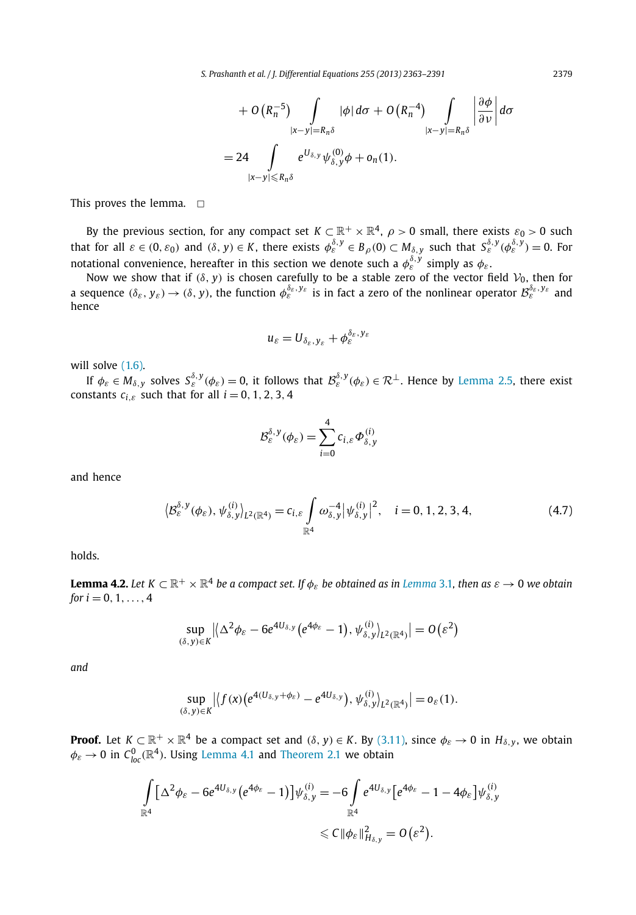$$
+ O\left(R_n^{-5}\right) \int\limits_{|x-y|=R_n\delta} |\phi|\, d\sigma + O\left(R_n^{-4}\right) \int\limits_{|x-y|=R_n\delta} \left|\frac{\partial \phi}{\partial \nu}\right| d\sigma
$$

$$
= 24 \int\limits_{|x-y|\leqslant R_n\delta} e^{U_{\delta,y}} \psi_{\delta,y}^{(0)} \phi + o_n(1).
$$

This proves the lemma. □

By the previous section, for any compact set $K \subset \mathbb{R}^+ \times \mathbb{R}^4$, $\rho > 0$ small, there exists $\varepsilon_0 > 0$ such that for all $\varepsilon \in (0, \varepsilon_0)$ and $(\delta, y) \in K$, there exists $\phi_\varepsilon^{\delta,y} \in B_\rho(0) \subset M_{\delta,y}$ such that $S_\varepsilon^{\delta,y}(\phi_\varepsilon^{\delta,y}) = 0$. For notational convenience, hereafter in this section we denote such a $\phi_\varepsilon^{\delta,y}$ simply as $\phi_\varepsilon$.

Now we show that if $(\delta, y)$ is chosen carefully to be a stable zero of the vector field $\mathcal{V}_0$, then for a sequence $(\delta_\varepsilon, y_\varepsilon) \to (\delta, y)$, the function $\phi_\varepsilon^{\delta_\varepsilon, y_\varepsilon}$ is in fact a zero of the nonlinear operator $\mathcal{B}_\varepsilon^{\delta_\varepsilon, y_\varepsilon}$ and hence

$$
u_\varepsilon = U_{\delta_\varepsilon, y_\varepsilon} + \phi_\varepsilon^{\delta_\varepsilon, y_\varepsilon}
$$

will solve (1.6).

If $\phi_\varepsilon \in M_{\delta,y}$ solves $S_\varepsilon^{\delta,y}(\phi_\varepsilon) = 0$, it follows that $\mathcal{B}_\varepsilon^{\delta,y}(\phi_\varepsilon) \in \mathcal{R}^\perp$. Hence by Lemma 2.5, there exist constants $c_{i,\varepsilon}$ such that for all $i = 0, 1, 2, 3, 4$

$$
\mathcal{B}_\varepsilon^{\delta,y}(\phi_\varepsilon) = \sum_{i=0}^{4} c_{i,\varepsilon} \Phi_{\delta,y}^{(i)}
$$

and hence

$$
\left\langle \mathcal{B}_\varepsilon^{\delta,y}(\phi_\varepsilon), \psi_{\delta,y}^{(i)} \right\rangle_{L^2(\mathbb{R}^4)} = c_{i,\varepsilon} \int\limits_{\mathbb{R}^4} \omega_{\delta,y}^{-4} \left|\psi_{\delta,y}^{(i)}\right|^2, \quad i = 0, 1, 2, 3, 4, \tag{4.7}
$$

holds.

**Lemma 4.2.** *Let $K \subset \mathbb{R}^+ \times \mathbb{R}^4$ be a compact set. If $\phi_\varepsilon$ be obtained as in Lemma 3.1, then as $\varepsilon \to 0$ we obtain for $i = 0, 1, \ldots, 4$*

$$
\sup_{(\delta,y)\in K} \left|\left\langle \Delta^2 \phi_\varepsilon - 6e^{4U_{\delta,y}}\left(e^{4\phi_\varepsilon} - 1\right), \psi_{\delta,y}^{(i)} \right\rangle_{L^2(\mathbb{R}^4)}\right| = O\left(\varepsilon^2\right)
$$

*and*

$$
\sup_{(\delta,y)\in K} \left|\left\langle f(x)\left(e^{4(U_{\delta,y}+\phi_\varepsilon)} - e^{4U_{\delta,y}}\right), \psi_{\delta,y}^{(i)} \right\rangle_{L^2(\mathbb{R}^4)}\right| = o_\varepsilon(1).
$$

**Proof.** Let $K \subset \mathbb{R}^+ \times \mathbb{R}^4$ be a compact set and $(\delta, y) \in K$. By (3.11), since $\phi_\varepsilon \to 0$ in $H_{\delta,y}$, we obtain $\phi_\varepsilon \to 0$ in $C^0_{loc}(\mathbb{R}^4)$. Using Lemma 4.1 and Theorem 2.1 we obtain

$$
\int\limits_{\mathbb{R}^4} \left[\Delta^2 \phi_\varepsilon - 6e^{4U_{\delta,y}}\left(e^{4\phi_\varepsilon} - 1\right)\right] \psi_{\delta,y}^{(i)} = -6 \int\limits_{\mathbb{R}^4} e^{4U_{\delta,y}}\left[e^{4\phi_\varepsilon} - 1 - 4\phi_\varepsilon\right] \psi_{\delta,y}^{(i)}
$$

$$
\leqslant C\|\phi_\varepsilon\|_{H_{\delta,y}}^2 = O\left(\varepsilon^2\right).
$$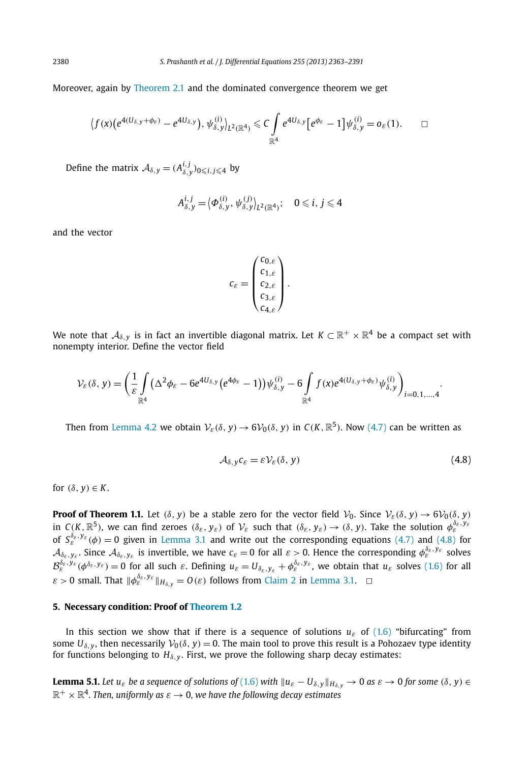Moreover, again by Theorem 2.1 and the dominated convergence theorem we get

$$\big\langle f(x)\big(e^{4(U_{\delta,y}+\phi_\varepsilon)} - e^{4U_{\delta,y}}\big), \psi^{(i)}_{\delta,y}\big\rangle_{L^2(\mathbb{R}^4)} \leqslant C \int_{\mathbb{R}^4} e^{4U_{\delta,y}}\big[e^{\phi_\varepsilon} - 1\big]\psi^{(i)}_{\delta,y} = o_\varepsilon(1). \qquad \square$$

Define the matrix $\mathcal{A}_{\delta,y} = (A^{i,j}_{\delta,y})_{0\leqslant i,j\leqslant 4}$ by

$$A^{i,j}_{\delta,y} = \big\langle \Phi^{(i)}_{\delta,y}, \psi^{(j)}_{\delta,y}\big\rangle_{L^2(\mathbb{R}^4)}; \quad 0 \leqslant i,j \leqslant 4$$

and the vector

$$c_\varepsilon = \begin{pmatrix} c_{0,\varepsilon} \\ c_{1,\varepsilon} \\ c_{2,\varepsilon} \\ c_{3,\varepsilon} \\ c_{4,\varepsilon} \end{pmatrix}.$$

We note that $\mathcal{A}_{\delta,y}$ is in fact an invertible diagonal matrix. Let $K \subset \mathbb{R}^+ \times \mathbb{R}^4$ be a compact set with nonempty interior. Define the vector field

$$\mathcal{V}_\varepsilon(\delta, y) = \left(\frac{1}{\varepsilon}\int_{\mathbb{R}^4} \big(\Delta^2\phi_\varepsilon - 6e^{4U_{\delta,y}}\big(e^{4\phi_\varepsilon} - 1\big)\big)\psi^{(i)}_{\delta,y} - 6\int_{\mathbb{R}^4} f(x)e^{4(U_{\delta,y}+\phi_\varepsilon)}\psi^{(i)}_{\delta,y}\right)_{i=0,1,\ldots,4}.$$

Then from Lemma 4.2 we obtain $\mathcal{V}_\varepsilon(\delta, y) \to 6\mathcal{V}_0(\delta, y)$ in $C(K, \mathbb{R}^5)$. Now (4.7) can be written as

$$\mathcal{A}_{\delta,y}c_\varepsilon = \varepsilon\mathcal{V}_\varepsilon(\delta, y) \tag{4.8}$$

for $(\delta, y) \in K$.

**Proof of Theorem 1.1.** Let $(\delta, y)$ be a stable zero for the vector field $\mathcal{V}_0$. Since $\mathcal{V}_\varepsilon(\delta, y) \to 6\mathcal{V}_0(\delta, y)$ in $C(K, \mathbb{R}^5)$, we can find zeroes $(\delta_\varepsilon, y_\varepsilon)$ of $\mathcal{V}_\varepsilon$ such that $(\delta_\varepsilon, y_\varepsilon) \to (\delta, y)$. Take the solution $\phi^{\delta_\varepsilon,y_\varepsilon}_\varepsilon$ of $S^{\delta_\varepsilon,y_\varepsilon}_\varepsilon(\phi) = 0$ given in Lemma 3.1 and write out the corresponding equations (4.7) and (4.8) for $\mathcal{A}_{\delta_\varepsilon,y_\varepsilon}$. Since $\mathcal{A}_{\delta_\varepsilon,y_\varepsilon}$ is invertible, we have $c_\varepsilon = 0$ for all $\varepsilon > 0$. Hence the corresponding $\phi^{\delta_\varepsilon,y_\varepsilon}_\varepsilon$ solves $\mathcal{B}^{\delta_\varepsilon,y_\varepsilon}_\varepsilon(\phi^{\delta_\varepsilon,y_\varepsilon}) = 0$ for all such $\varepsilon$. Defining $u_\varepsilon = U_{\delta_\varepsilon,y_\varepsilon} + \phi^{\delta_\varepsilon,y_\varepsilon}_\varepsilon$, we obtain that $u_\varepsilon$ solves (1.6) for all $\varepsilon > 0$ small. That $\|\phi^{\delta_\varepsilon,y_\varepsilon}_\varepsilon\|_{H_{\delta,y}} = O(\varepsilon)$ follows from Claim 2 in Lemma 3.1. $\square$

## 5. Necessary condition: Proof of Theorem 1.2

In this section we show that if there is a sequence of solutions $u_\varepsilon$ of (1.6) "bifurcating" from some $U_{\delta,y}$, then necessarily $\mathcal{V}_0(\delta, y) = 0$. The main tool to prove this result is a Pohozaev type identity for functions belonging to $H_{\delta,y}$. First, we prove the following sharp decay estimates:

**Lemma 5.1.** *Let $u_\varepsilon$ be a sequence of solutions of (1.6) with $\|u_\varepsilon - U_{\delta,y}\|_{H_{\delta,y}} \to 0$ as $\varepsilon \to 0$ for some $(\delta, y) \in \mathbb{R}^+ \times \mathbb{R}^4$. Then, uniformly as $\varepsilon \to 0$, we have the following decay estimates*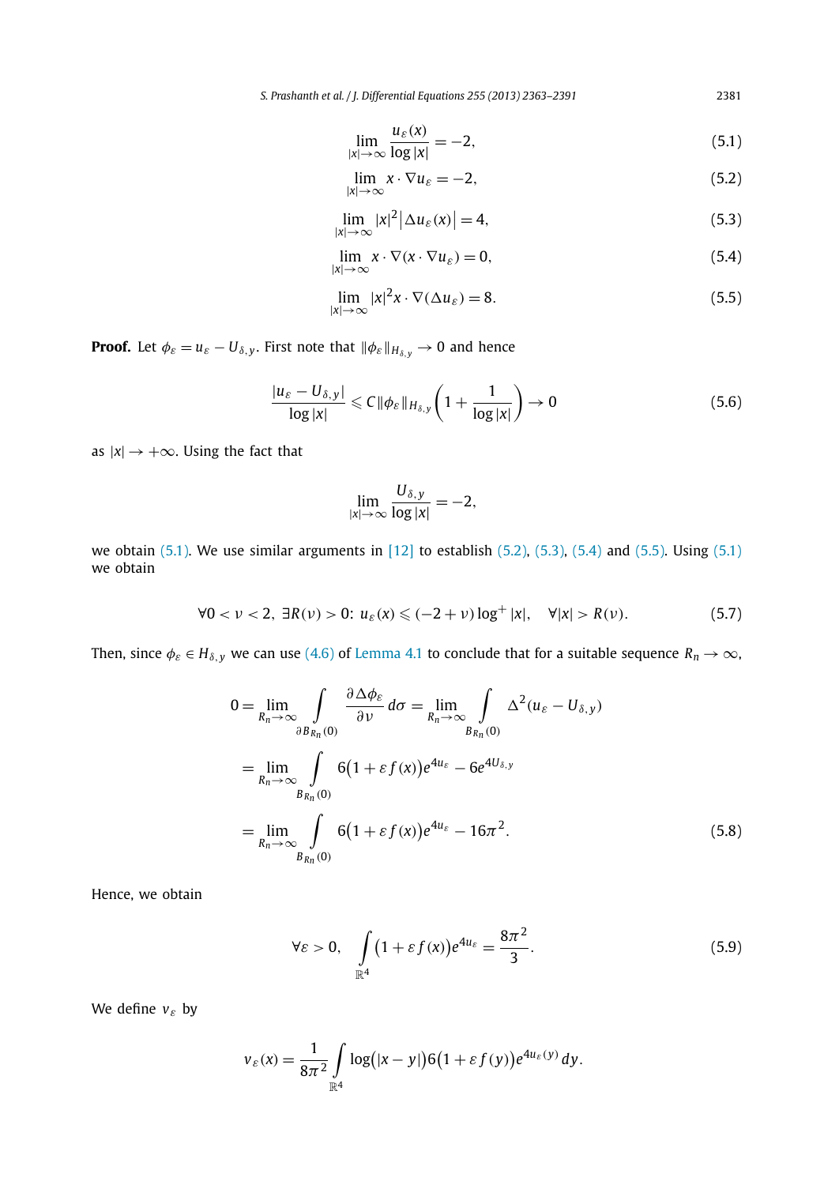$$\lim_{|x|\to\infty} \frac{u_\varepsilon(x)}{\log|x|} = -2, \tag{5.1}$$

$$\lim_{|x|\to\infty} x \cdot \nabla u_\varepsilon = -2, \tag{5.2}$$

$$\lim_{|x|\to\infty} |x|^2 \left|\Delta u_\varepsilon(x)\right| = 4, \tag{5.3}$$

$$\lim_{|x|\to\infty} x \cdot \nabla(x \cdot \nabla u_\varepsilon) = 0, \tag{5.4}$$

$$\lim_{|x|\to\infty} |x|^2 x \cdot \nabla(\Delta u_\varepsilon) = 8. \tag{5.5}$$

**Proof.** Let $\phi_\varepsilon = u_\varepsilon - U_{\delta,y}$. First note that $\|\phi_\varepsilon\|_{H_{\delta,y}} \to 0$ and hence

$$\frac{|u_\varepsilon - U_{\delta,y}|}{\log|x|} \leqslant C\|\phi_\varepsilon\|_{H_{\delta,y}}\left(1 + \frac{1}{\log|x|}\right) \to 0 \tag{5.6}$$

as $|x| \to +\infty$. Using the fact that

$$\lim_{|x|\to\infty} \frac{U_{\delta,y}}{\log|x|} = -2,$$

we obtain (5.1). We use similar arguments in [12] to establish (5.2), (5.3), (5.4) and (5.5). Using (5.1) we obtain

$$\forall 0 < \nu < 2,\ \exists R(\nu) > 0:\ u_\varepsilon(x) \leqslant (-2+\nu)\log^+|x|, \quad \forall |x| > R(\nu). \tag{5.7}$$

Then, since $\phi_\varepsilon \in H_{\delta,y}$ we can use (4.6) of Lemma 4.1 to conclude that for a suitable sequence $R_n \to \infty$,

$$\begin{aligned}
0 &= \lim_{R_n\to\infty} \int\limits_{\partial B_{R_n}(0)} \frac{\partial \Delta\phi_\varepsilon}{\partial\nu}\, d\sigma = \lim_{R_n\to\infty} \int\limits_{B_{R_n}(0)} \Delta^2(u_\varepsilon - U_{\delta,y}) \\
&= \lim_{R_n\to\infty} \int\limits_{B_{R_n}(0)} 6\bigl(1+\varepsilon f(x)\bigr)e^{4u_\varepsilon} - 6e^{4U_{\delta,y}} \\
&= \lim_{R_n\to\infty} \int\limits_{B_{R_n}(0)} 6\bigl(1+\varepsilon f(x)\bigr)e^{4u_\varepsilon} - 16\pi^2.
\end{aligned} \tag{5.8}$$

Hence, we obtain

$$\forall \varepsilon > 0, \quad \int\limits_{\mathbb{R}^4} \bigl(1+\varepsilon f(x)\bigr)e^{4u_\varepsilon} = \frac{8\pi^2}{3}. \tag{5.9}$$

We define $v_\varepsilon$ by

$$v_\varepsilon(x) = \frac{1}{8\pi^2}\int\limits_{\mathbb{R}^4} \log\bigl(|x-y|\bigr)6\bigl(1+\varepsilon f(y)\bigr)e^{4u_\varepsilon(y)}\, dy.$$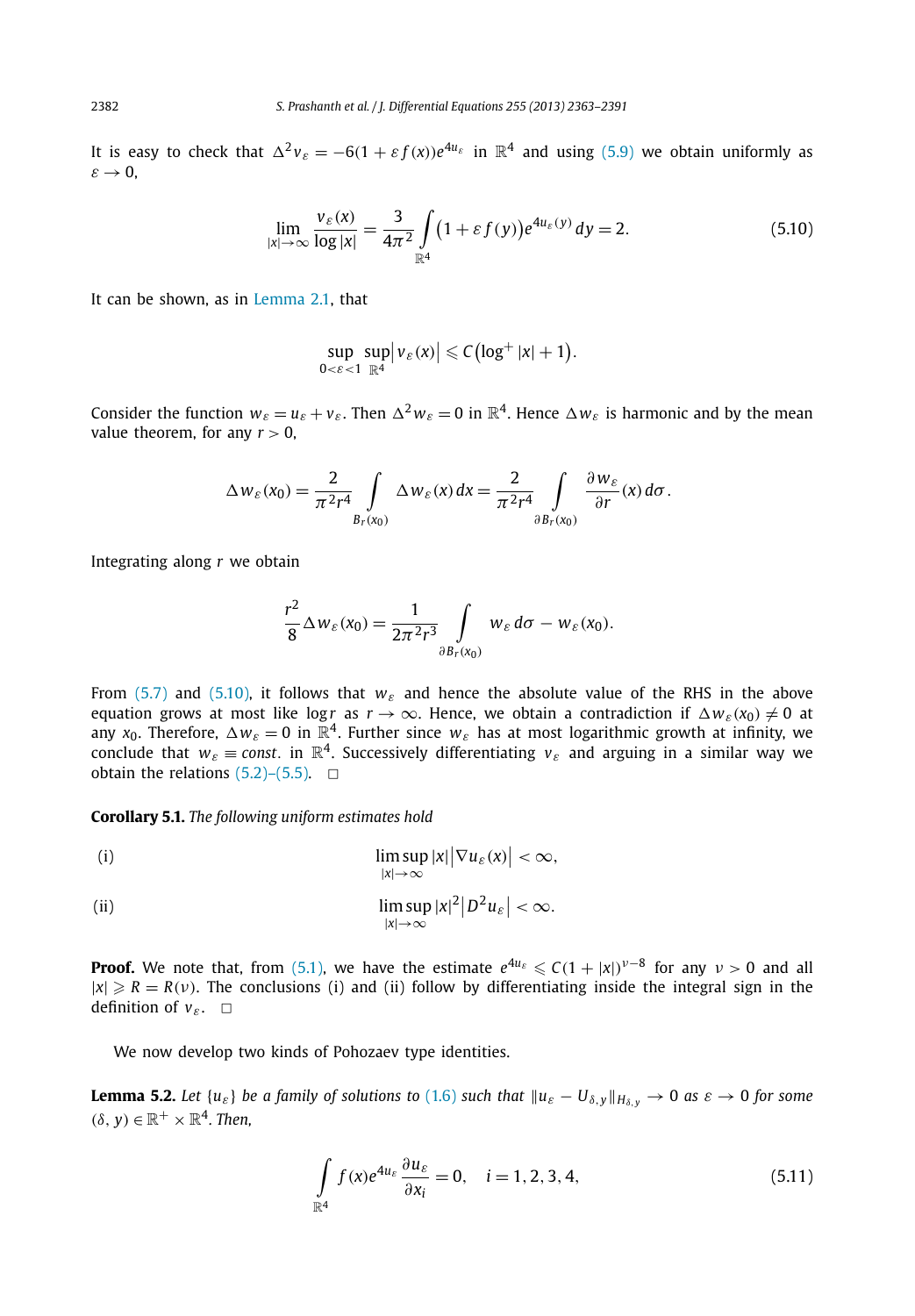It is easy to check that $\Delta^2 v_\varepsilon = -6(1+\varepsilon f(x))e^{4u_\varepsilon}$ in $\mathbb{R}^4$ and using (5.9) we obtain uniformly as $\varepsilon \to 0$,

$$\lim_{|x|\to\infty} \frac{v_\varepsilon(x)}{\log|x|} = \frac{3}{4\pi^2} \int_{\mathbb{R}^4} \big(1+\varepsilon f(y)\big) e^{4u_\varepsilon(y)}\, dy = 2. \tag{5.10}$$

It can be shown, as in Lemma 2.1, that

$$\sup_{0<\varepsilon<1} \sup_{\mathbb{R}^4} \big|v_\varepsilon(x)\big| \leqslant C\big(\log^+|x| + 1\big).$$

Consider the function $w_\varepsilon = u_\varepsilon + v_\varepsilon$. Then $\Delta^2 w_\varepsilon = 0$ in $\mathbb{R}^4$. Hence $\Delta w_\varepsilon$ is harmonic and by the mean value theorem, for any $r > 0$,

$$\Delta w_\varepsilon(x_0) = \frac{2}{\pi^2 r^4} \int_{B_r(x_0)} \Delta w_\varepsilon(x)\, dx = \frac{2}{\pi^2 r^4} \int_{\partial B_r(x_0)} \frac{\partial w_\varepsilon}{\partial r}(x)\, d\sigma.$$

Integrating along $r$ we obtain

$$\frac{r^2}{8} \Delta w_\varepsilon(x_0) = \frac{1}{2\pi^2 r^3} \int_{\partial B_r(x_0)} w_\varepsilon\, d\sigma - w_\varepsilon(x_0).$$

From (5.7) and (5.10), it follows that $w_\varepsilon$ and hence the absolute value of the RHS in the above equation grows at most like $\log r$ as $r \to \infty$. Hence, we obtain a contradiction if $\Delta w_\varepsilon(x_0) \neq 0$ at any $x_0$. Therefore, $\Delta w_\varepsilon = 0$ in $\mathbb{R}^4$. Further since $w_\varepsilon$ has at most logarithmic growth at infinity, we conclude that $w_\varepsilon \equiv const.$ in $\mathbb{R}^4$. Successively differentiating $v_\varepsilon$ and arguing in a similar way we obtain the relations (5.2)–(5.5). □

**Corollary 5.1.** *The following uniform estimates hold*

(i) $$\limsup_{|x|\to\infty} |x|\big|\nabla u_\varepsilon(x)\big| < \infty,$$

(ii) $$\limsup_{|x|\to\infty} |x|^2\big|D^2 u_\varepsilon\big| < \infty.$$

**Proof.** We note that, from (5.1), we have the estimate $e^{4u_\varepsilon} \leqslant C(1+|x|)^{\nu-8}$ for any $\nu > 0$ and all $|x| \geqslant R = R(\nu)$. The conclusions (i) and (ii) follow by differentiating inside the integral sign in the definition of $v_\varepsilon$. □

We now develop two kinds of Pohozaev type identities.

**Lemma 5.2.** *Let $\{u_\varepsilon\}$ be a family of solutions to (1.6) such that $\|u_\varepsilon - U_{\delta,y}\|_{H_{\delta,y}} \to 0$ as $\varepsilon \to 0$ for some $(\delta, y) \in \mathbb{R}^+ \times \mathbb{R}^4$. Then,*

$$\int_{\mathbb{R}^4} f(x) e^{4u_\varepsilon} \frac{\partial u_\varepsilon}{\partial x_i} = 0, \quad i = 1,2,3,4, \tag{5.11}$$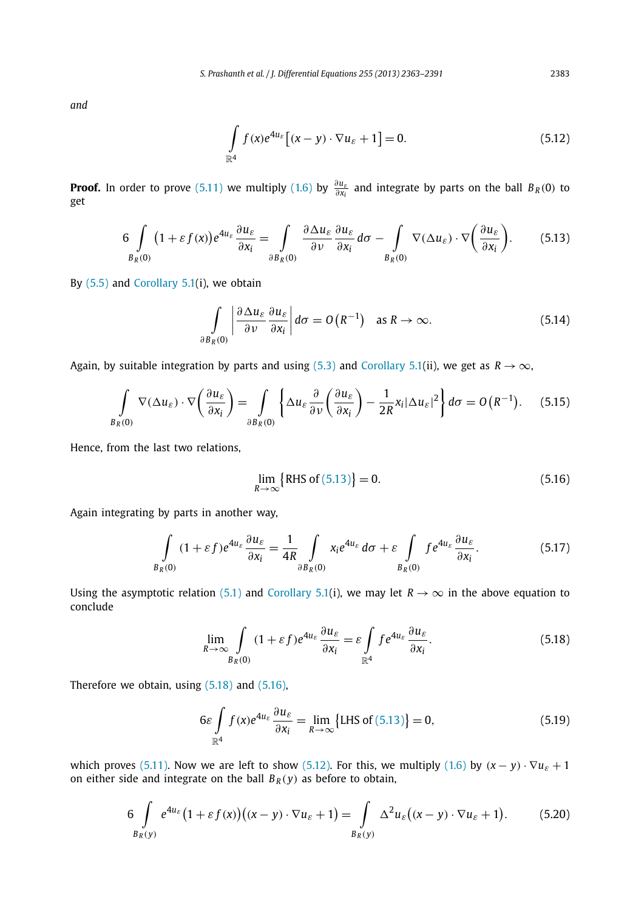and

$$\int_{\mathbb{R}^4} f(x)e^{4u_\varepsilon}\big[(x-y)\cdot\nabla u_\varepsilon + 1\big] = 0. \tag{5.12}$$

**Proof.** In order to prove (5.11) we multiply (1.6) by $\frac{\partial u_\varepsilon}{\partial x_i}$ and integrate by parts on the ball $B_R(0)$ to get

$$6\int_{B_R(0)} \big(1+\varepsilon f(x)\big)e^{4u_\varepsilon}\frac{\partial u_\varepsilon}{\partial x_i} = \int_{\partial B_R(0)} \frac{\partial \Delta u_\varepsilon}{\partial \nu}\frac{\partial u_\varepsilon}{\partial x_i}\,d\sigma - \int_{B_R(0)} \nabla(\Delta u_\varepsilon)\cdot\nabla\left(\frac{\partial u_\varepsilon}{\partial x_i}\right). \tag{5.13}$$

By (5.5) and Corollary 5.1(i), we obtain

$$\int_{\partial B_R(0)} \left|\frac{\partial \Delta u_\varepsilon}{\partial \nu}\frac{\partial u_\varepsilon}{\partial x_i}\right| d\sigma = O\big(R^{-1}\big) \quad \text{as } R\to\infty. \tag{5.14}$$

Again, by suitable integration by parts and using (5.3) and Corollary 5.1(ii), we get as $R\to\infty$,

$$\int_{B_R(0)} \nabla(\Delta u_\varepsilon)\cdot\nabla\left(\frac{\partial u_\varepsilon}{\partial x_i}\right) = \int_{\partial B_R(0)} \left\{\Delta u_\varepsilon \frac{\partial}{\partial \nu}\left(\frac{\partial u_\varepsilon}{\partial x_i}\right) - \frac{1}{2R}x_i|\Delta u_\varepsilon|^2\right\} d\sigma = O\big(R^{-1}\big). \tag{5.15}$$

Hence, from the last two relations,

$$\lim_{R\to\infty}\big\{\text{RHS of (5.13)}\big\} = 0. \tag{5.16}$$

Again integrating by parts in another way,

$$\int_{B_R(0)} (1+\varepsilon f)e^{4u_\varepsilon}\frac{\partial u_\varepsilon}{\partial x_i} = \frac{1}{4R}\int_{\partial B_R(0)} x_i e^{4u_\varepsilon}\,d\sigma + \varepsilon\int_{B_R(0)} f e^{4u_\varepsilon}\frac{\partial u_\varepsilon}{\partial x_i}. \tag{5.17}$$

Using the asymptotic relation (5.1) and Corollary 5.1(i), we may let $R\to\infty$ in the above equation to conclude

$$\lim_{R\to\infty}\int_{B_R(0)} (1+\varepsilon f)e^{4u_\varepsilon}\frac{\partial u_\varepsilon}{\partial x_i} = \varepsilon\int_{\mathbb{R}^4} f e^{4u_\varepsilon}\frac{\partial u_\varepsilon}{\partial x_i}. \tag{5.18}$$

Therefore we obtain, using (5.18) and (5.16),

$$6\varepsilon\int_{\mathbb{R}^4} f(x)e^{4u_\varepsilon}\frac{\partial u_\varepsilon}{\partial x_i} = \lim_{R\to\infty}\big\{\text{LHS of (5.13)}\big\} = 0, \tag{5.19}$$

which proves (5.11). Now we are left to show (5.12). For this, we multiply (1.6) by $(x-y)\cdot\nabla u_\varepsilon + 1$ on either side and integrate on the ball $B_R(y)$ as before to obtain,

$$6\int_{B_R(y)} e^{4u_\varepsilon}\big(1+\varepsilon f(x)\big)\big((x-y)\cdot\nabla u_\varepsilon + 1\big) = \int_{B_R(y)} \Delta^2 u_\varepsilon\big((x-y)\cdot\nabla u_\varepsilon + 1\big). \tag{5.20}$$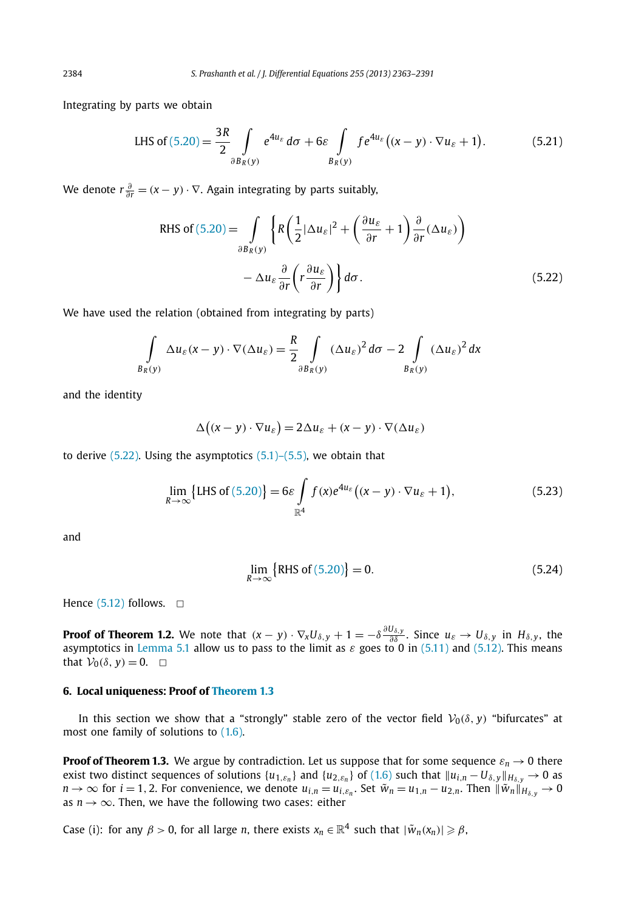Integrating by parts we obtain

$$\text{LHS of (5.20)} = \frac{3R}{2} \int\limits_{\partial B_R(y)} e^{4u_\varepsilon}\, d\sigma + 6\varepsilon \int\limits_{B_R(y)} f e^{4u_\varepsilon}\big((x-y)\cdot \nabla u_\varepsilon + 1\big). \tag{5.21}$$

We denote $r\frac{\partial}{\partial r} = (x-y)\cdot\nabla$. Again integrating by parts suitably,

$$\text{RHS of (5.20)} = \int\limits_{\partial B_R(y)} \left\{ R\left(\frac{1}{2}|\Delta u_\varepsilon|^2 + \left(\frac{\partial u_\varepsilon}{\partial r} + 1\right)\frac{\partial}{\partial r}(\Delta u_\varepsilon)\right) - \Delta u_\varepsilon \frac{\partial}{\partial r}\left(r\frac{\partial u_\varepsilon}{\partial r}\right)\right\} d\sigma. \tag{5.22}$$

We have used the relation (obtained from integrating by parts)

$$\int\limits_{B_R(y)} \Delta u_\varepsilon (x-y)\cdot \nabla(\Delta u_\varepsilon) = \frac{R}{2}\int\limits_{\partial B_R(y)} (\Delta u_\varepsilon)^2\, d\sigma - 2\int\limits_{B_R(y)} (\Delta u_\varepsilon)^2\, dx$$

and the identity

$$\Delta\big((x-y)\cdot\nabla u_\varepsilon\big) = 2\Delta u_\varepsilon + (x-y)\cdot\nabla(\Delta u_\varepsilon)$$

to derive (5.22). Using the asymptotics (5.1)–(5.5), we obtain that

$$\lim_{R\to\infty}\big\{\text{LHS of (5.20)}\big\} = 6\varepsilon \int\limits_{\mathbb{R}^4} f(x) e^{4u_\varepsilon}\big((x-y)\cdot\nabla u_\varepsilon + 1\big), \tag{5.23}$$

and

$$\lim_{R\to\infty}\big\{\text{RHS of (5.20)}\big\} = 0. \tag{5.24}$$

Hence (5.12) follows. □

**Proof of Theorem 1.2.** We note that $(x-y)\cdot\nabla_x U_{\delta,y} + 1 = -\delta\frac{\partial U_{\delta,y}}{\partial\delta}$. Since $u_\varepsilon \to U_{\delta,y}$ in $H_{\delta,y}$, the asymptotics in Lemma 5.1 allow us to pass to the limit as $\varepsilon$ goes to 0 in (5.11) and (5.12). This means that $\mathcal{V}_0(\delta,y) = 0$. □

## 6. Local uniqueness: Proof of Theorem 1.3

In this section we show that a "strongly" stable zero of the vector field $\mathcal{V}_0(\delta,y)$ "bifurcates" at most one family of solutions to (1.6).

**Proof of Theorem 1.3.** We argue by contradiction. Let us suppose that for some sequence $\varepsilon_n \to 0$ there exist two distinct sequences of solutions $\{u_{1,\varepsilon_n}\}$ and $\{u_{2,\varepsilon_n}\}$ of (1.6) such that $\|u_{i,n} - U_{\delta,y}\|_{H_{\delta,y}} \to 0$ as $n\to\infty$ for $i = 1,2$. For convenience, we denote $u_{i,n} = u_{i,\varepsilon_n}$. Set $\tilde{w}_n = u_{1,n} - u_{2,n}$. Then $\|\tilde{w}_n\|_{H_{\delta,y}} \to 0$ as $n\to\infty$. Then, we have the following two cases: either

Case (i): for any $\beta > 0$, for all large $n$, there exists $x_n \in \mathbb{R}^4$ such that $|\tilde{w}_n(x_n)| \geqslant \beta$,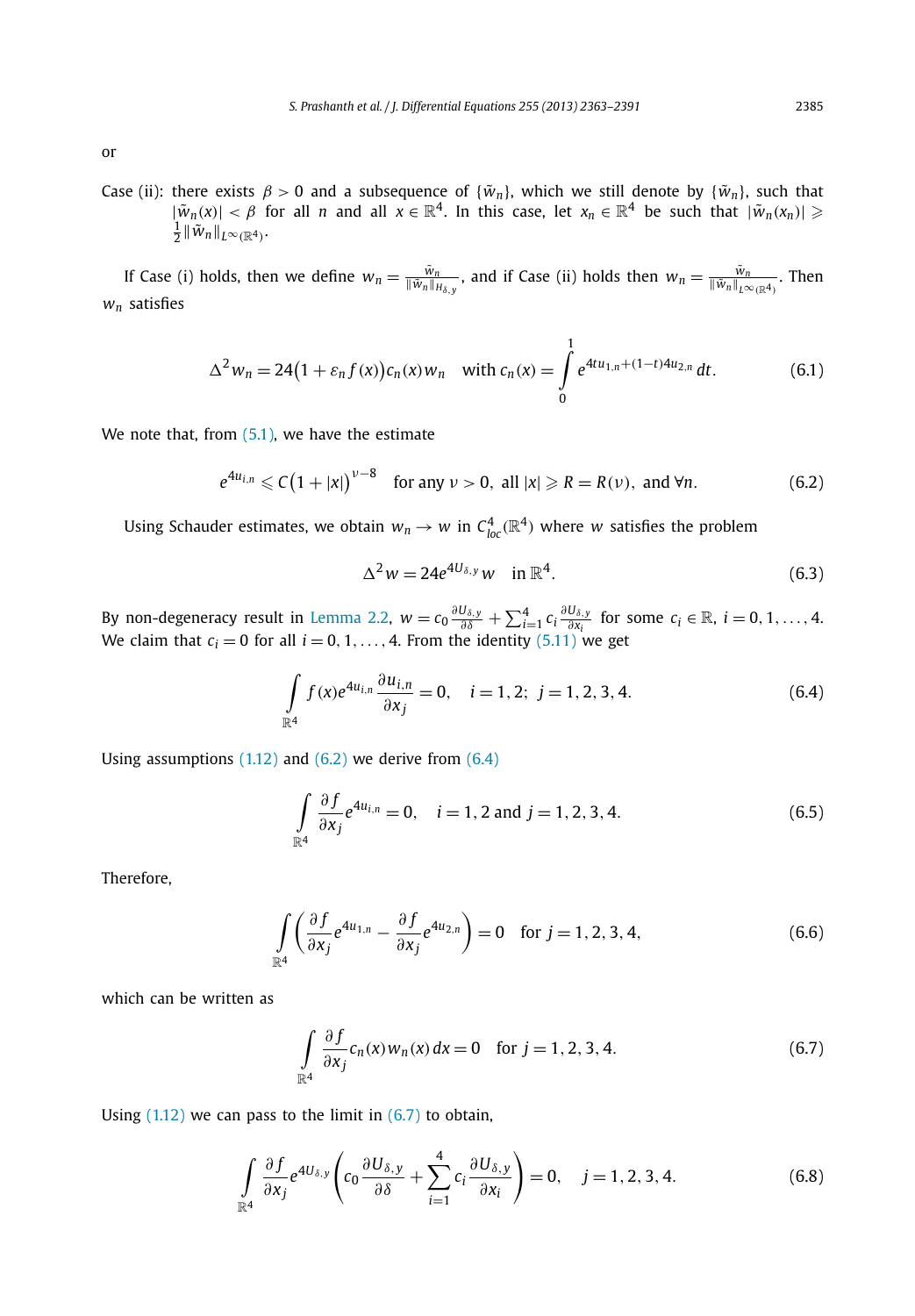or

Case (ii): there exists $\beta > 0$ and a subsequence of $\{\tilde{w}_n\}$, which we still denote by $\{\tilde{w}_n\}$, such that $|\tilde{w}_n(x)| < \beta$ for all $n$ and all $x \in \mathbb{R}^4$. In this case, let $x_n \in \mathbb{R}^4$ be such that $|\tilde{w}_n(x_n)| \geqslant \frac{1}{2}\|\tilde{w}_n\|_{L^\infty(\mathbb{R}^4)}$.

If Case (i) holds, then we define $w_n = \frac{\tilde{w}_n}{\|\tilde{w}_n\|_{H_{\delta,y}}}$, and if Case (ii) holds then $w_n = \frac{\tilde{w}_n}{\|\tilde{w}_n\|_{L^\infty(\mathbb{R}^4)}}$. Then $w_n$ satisfies

$$\Delta^2 w_n = 24\big(1 + \varepsilon_n f(x)\big)c_n(x) w_n \quad \text{with } c_n(x) = \int_0^1 e^{4tu_{1,n}+(1-t)4u_{2,n}}\,dt. \tag{6.1}$$

We note that, from (5.1), we have the estimate

$$e^{4u_{i,n}} \leqslant C\big(1+|x|\big)^{\nu-8} \quad \text{for any } \nu > 0, \text{ all } |x| \geqslant R = R(\nu), \text{ and } \forall n. \tag{6.2}$$

Using Schauder estimates, we obtain $w_n \to w$ in $C^4_{loc}(\mathbb{R}^4)$ where $w$ satisfies the problem

$$\Delta^2 w = 24 e^{4U_{\delta,y}} w \quad \text{in } \mathbb{R}^4. \tag{6.3}$$

By non-degeneracy result in Lemma 2.2, $w = c_0 \frac{\partial U_{\delta,y}}{\partial \delta} + \sum_{i=1}^4 c_i \frac{\partial U_{\delta,y}}{\partial x_i}$ for some $c_i \in \mathbb{R}$, $i = 0, 1, \ldots, 4$. We claim that $c_i = 0$ for all $i = 0, 1, \ldots, 4$. From the identity (5.11) we get

$$\int_{\mathbb{R}^4} f(x) e^{4u_{i,n}} \frac{\partial u_{i,n}}{\partial x_j} = 0, \quad i = 1, 2;\ j = 1, 2, 3, 4. \tag{6.4}$$

Using assumptions (1.12) and (6.2) we derive from (6.4)

$$\int_{\mathbb{R}^4} \frac{\partial f}{\partial x_j} e^{4u_{i,n}} = 0, \quad i = 1, 2 \text{ and } j = 1, 2, 3, 4. \tag{6.5}$$

Therefore,

$$\int_{\mathbb{R}^4} \left( \frac{\partial f}{\partial x_j} e^{4u_{1,n}} - \frac{\partial f}{\partial x_j} e^{4u_{2,n}} \right) = 0 \quad \text{for } j = 1, 2, 3, 4, \tag{6.6}$$

which can be written as

$$\int_{\mathbb{R}^4} \frac{\partial f}{\partial x_j} c_n(x) w_n(x)\,dx = 0 \quad \text{for } j = 1, 2, 3, 4. \tag{6.7}$$

Using (1.12) we can pass to the limit in (6.7) to obtain,

$$\int_{\mathbb{R}^4} \frac{\partial f}{\partial x_j} e^{4U_{\delta,y}} \left( c_0 \frac{\partial U_{\delta,y}}{\partial \delta} + \sum_{i=1}^4 c_i \frac{\partial U_{\delta,y}}{\partial x_i} \right) = 0, \quad j = 1, 2, 3, 4. \tag{6.8}$$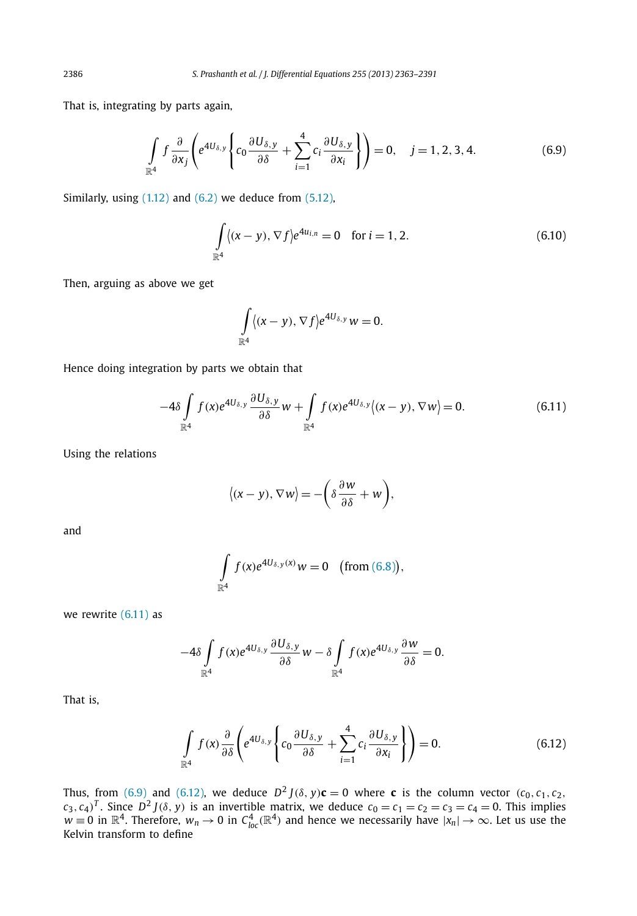That is, integrating by parts again,

$$\int_{\mathbb{R}^4} f \frac{\partial}{\partial x_j}\left(e^{4U_{\delta,y}}\left\{c_0 \frac{\partial U_{\delta,y}}{\partial \delta} + \sum_{i=1}^{4} c_i \frac{\partial U_{\delta,y}}{\partial x_i}\right\}\right) = 0, \quad j = 1,2,3,4. \tag{6.9}$$

Similarly, using (1.12) and (6.2) we deduce from (5.12),

$$\int_{\mathbb{R}^4} \langle (x-y), \nabla f \rangle e^{4u_{i,n}} = 0 \quad \text{for } i = 1,2. \tag{6.10}$$

Then, arguing as above we get

$$\int_{\mathbb{R}^4} \langle (x-y), \nabla f \rangle e^{4U_{\delta,y}} w = 0.$$

Hence doing integration by parts we obtain that

$$-4\delta \int_{\mathbb{R}^4} f(x) e^{4U_{\delta,y}} \frac{\partial U_{\delta,y}}{\partial \delta} w + \int_{\mathbb{R}^4} f(x) e^{4U_{\delta,y}} \langle (x-y), \nabla w \rangle = 0. \tag{6.11}$$

Using the relations

$$\langle (x-y), \nabla w \rangle = -\left(\delta \frac{\partial w}{\partial \delta} + w\right),$$

and

$$\int_{\mathbb{R}^4} f(x) e^{4U_{\delta,y}(x)} w = 0 \quad \big(\text{from (6.8)}\big),$$

we rewrite (6.11) as

$$-4\delta \int_{\mathbb{R}^4} f(x) e^{4U_{\delta,y}} \frac{\partial U_{\delta,y}}{\partial \delta} w - \delta \int_{\mathbb{R}^4} f(x) e^{4U_{\delta,y}} \frac{\partial w}{\partial \delta} = 0.$$

That is,

$$\int_{\mathbb{R}^4} f(x) \frac{\partial}{\partial \delta}\left(e^{4U_{\delta,y}}\left\{c_0 \frac{\partial U_{\delta,y}}{\partial \delta} + \sum_{i=1}^{4} c_i \frac{\partial U_{\delta,y}}{\partial x_i}\right\}\right) = 0. \tag{6.12}$$

Thus, from (6.9) and (6.12), we deduce $D^2 J(\delta, y)\mathbf{c} = 0$ where $\mathbf{c}$ is the column vector $(c_0, c_1, c_2, c_3, c_4)^T$. Since $D^2 J(\delta, y)$ is an invertible matrix, we deduce $c_0 = c_1 = c_2 = c_3 = c_4 = 0$. This implies $w \equiv 0$ in $\mathbb{R}^4$. Therefore, $w_n \to 0$ in $C^4_{loc}(\mathbb{R}^4)$ and hence we necessarily have $|x_n| \to \infty$. Let us use the Kelvin transform to define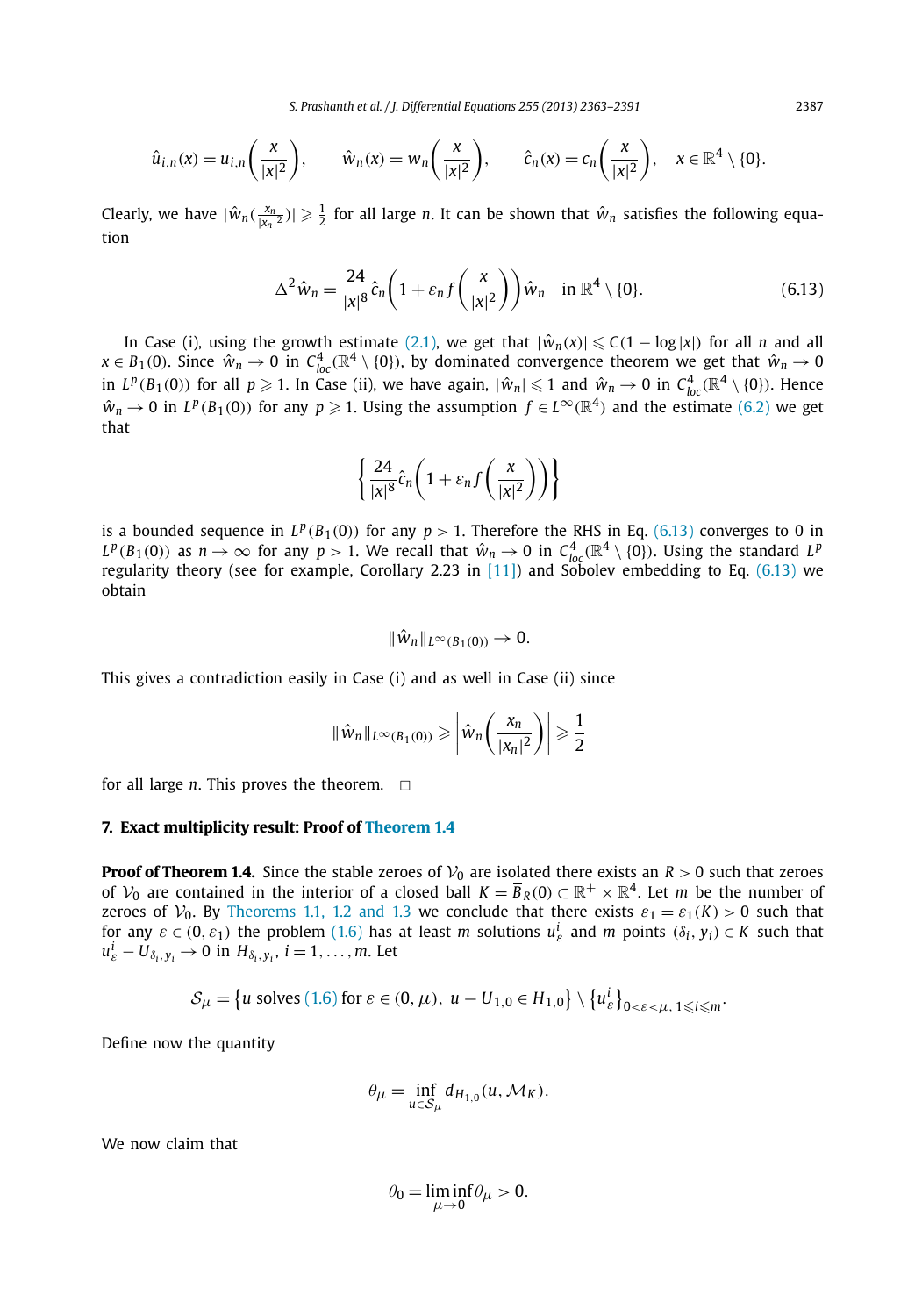$$\hat{u}_{i,n}(x) = u_{i,n}\left(\frac{x}{|x|^2}\right), \qquad \hat{w}_n(x) = w_n\left(\frac{x}{|x|^2}\right), \qquad \hat{c}_n(x) = c_n\left(\frac{x}{|x|^2}\right), \quad x \in \mathbb{R}^4 \setminus \{0\}.$$

Clearly, we have $|\hat{w}_n(\frac{x_n}{|x_n|^2})| \geqslant \frac{1}{2}$ for all large $n$. It can be shown that $\hat{w}_n$ satisfies the following equation

$$\Delta^2 \hat{w}_n = \frac{24}{|x|^8}\hat{c}_n\left(1 + \varepsilon_n f\left(\frac{x}{|x|^2}\right)\right)\hat{w}_n \quad \text{in } \mathbb{R}^4 \setminus \{0\}. \tag{6.13}$$

In Case (i), using the growth estimate (2.1), we get that $|\hat{w}_n(x)| \leqslant C(1 - \log|x|)$ for all $n$ and all $x \in B_1(0)$. Since $\hat{w}_n \to 0$ in $C^4_{loc}(\mathbb{R}^4 \setminus \{0\})$, by dominated convergence theorem we get that $\hat{w}_n \to 0$ in $L^p(B_1(0))$ for all $p \geqslant 1$. In Case (ii), we have again, $|\hat{w}_n| \leqslant 1$ and $\hat{w}_n \to 0$ in $C^4_{loc}(\mathbb{R}^4 \setminus \{0\})$. Hence $\hat{w}_n \to 0$ in $L^p(B_1(0))$ for any $p \geqslant 1$. Using the assumption $f \in L^\infty(\mathbb{R}^4)$ and the estimate (6.2) we get that

$$\left\{\frac{24}{|x|^8}\hat{c}_n\left(1 + \varepsilon_n f\left(\frac{x}{|x|^2}\right)\right)\right\}$$

is a bounded sequence in $L^p(B_1(0))$ for any $p > 1$. Therefore the RHS in Eq. (6.13) converges to 0 in $L^p(B_1(0))$ as $n \to \infty$ for any $p > 1$. We recall that $\hat{w}_n \to 0$ in $C^4_{loc}(\mathbb{R}^4 \setminus \{0\})$. Using the standard $L^p$ regularity theory (see for example, Corollary 2.23 in [11]) and Sobolev embedding to Eq. (6.13) we obtain

$$\|\hat{w}_n\|_{L^\infty(B_1(0))} \to 0.$$

This gives a contradiction easily in Case (i) and as well in Case (ii) since

$$\|\hat{w}_n\|_{L^\infty(B_1(0))} \geqslant \left|\hat{w}_n\left(\frac{x_n}{|x_n|^2}\right)\right| \geqslant \frac{1}{2}$$

for all large $n$. This proves the theorem. □

## 7. Exact multiplicity result: Proof of Theorem 1.4

**Proof of Theorem 1.4.** Since the stable zeroes of $\mathcal{V}_0$ are isolated there exists an $R > 0$ such that zeroes of $\mathcal{V}_0$ are contained in the interior of a closed ball $K = \overline{B}_R(0) \subset \mathbb{R}^+ \times \mathbb{R}^4$. Let $m$ be the number of zeroes of $\mathcal{V}_0$. By Theorems 1.1, 1.2 and 1.3 we conclude that there exists $\varepsilon_1 = \varepsilon_1(K) > 0$ such that for any $\varepsilon \in (0, \varepsilon_1)$ the problem (1.6) has at least $m$ solutions $u^i_\varepsilon$ and $m$ points $(\delta_i, y_i) \in K$ such that $u^i_\varepsilon - U_{\delta_i, y_i} \to 0$ in $H_{\delta_i, y_i}$, $i = 1, \ldots, m$. Let

$$\mathcal{S}_\mu = \left\{u \text{ solves (1.6) for } \varepsilon \in (0, \mu),\ u - U_{1,0} \in H_{1,0}\right\} \setminus \left\{u^i_\varepsilon\right\}_{0<\varepsilon<\mu,\ 1\leqslant i\leqslant m}.$$

Define now the quantity

$$\theta_\mu = \inf_{u \in \mathcal{S}_\mu} d_{H_{1,0}}(u, \mathcal{M}_K).$$

We now claim that

$$\theta_0 = \liminf_{\mu \to 0} \theta_\mu > 0.$$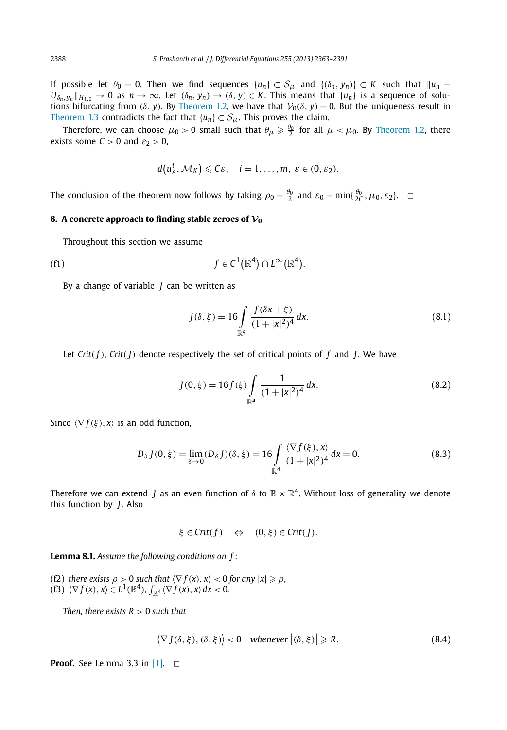If possible let $\theta_0 = 0$. Then we find sequences $\{u_n\} \subset \mathcal{S}_\mu$ and $\{(\delta_n, y_n)\} \subset K$ such that $\|u_n - U_{\delta_n, y_n}\|_{H_{1,0}} \to 0$ as $n \to \infty$. Let $(\delta_n, y_n) \to (\delta, y) \in K$. This means that $\{u_n\}$ is a sequence of solutions bifurcating from $(\delta, y)$. By Theorem 1.2, we have that $\mathcal{V}_0(\delta, y) = 0$. But the uniqueness result in Theorem 1.3 contradicts the fact that $\{u_n\} \subset \mathcal{S}_\mu$. This proves the claim.

Therefore, we can choose $\mu_0 > 0$ small such that $\theta_\mu \geqslant \frac{\theta_0}{2}$ for all $\mu < \mu_0$. By Theorem 1.2, there exists some $C > 0$ and $\varepsilon_2 > 0$,

$$d\big(u_\varepsilon^i, \mathcal{M}_K\big) \leqslant C\varepsilon, \quad i = 1, \ldots, m, \ \varepsilon \in (0, \varepsilon_2).$$

The conclusion of the theorem now follows by taking $\rho_0 = \frac{\theta_0}{2}$ and $\varepsilon_0 = \min\{\frac{\theta_0}{2C}, \mu_0, \varepsilon_2\}$. $\square$

## 8. A concrete approach to finding stable zeroes of $\mathcal{V}_0$

Throughout this section we assume

$$f \in C^1\big(\mathbb{R}^4\big) \cap L^\infty\big(\mathbb{R}^4\big). \tag{f1}$$

By a change of variable $J$ can be written as

$$J(\delta, \xi) = 16 \int_{\mathbb{R}^4} \frac{f(\delta x + \xi)}{(1 + |x|^2)^4}\, dx. \tag{8.1}$$

Let $Crit(f)$, $Crit(J)$ denote respectively the set of critical points of $f$ and $J$. We have

$$J(0, \xi) = 16 f(\xi) \int_{\mathbb{R}^4} \frac{1}{(1 + |x|^2)^4}\, dx. \tag{8.2}$$

Since $\langle \nabla f(\xi), x\rangle$ is an odd function,

$$D_\delta J(0, \xi) = \lim_{\delta \to 0} (D_\delta J)(\delta, \xi) = 16 \int_{\mathbb{R}^4} \frac{\langle \nabla f(\xi), x\rangle}{(1 + |x|^2)^4}\, dx = 0. \tag{8.3}$$

Therefore we can extend $J$ as an even function of $\delta$ to $\mathbb{R} \times \mathbb{R}^4$. Without loss of generality we denote this function by $J$. Also

$$\xi \in Crit(f) \quad \Leftrightarrow \quad (0, \xi) \in Crit(J).$$

**Lemma 8.1.** *Assume the following conditions on $f$:*

(f2) *there exists $\rho > 0$ such that $\langle \nabla f(x), x\rangle < 0$ for any $|x| \geqslant \rho$,*
(f3) *$\langle \nabla f(x), x\rangle \in L^1(\mathbb{R}^4)$, $\int_{\mathbb{R}^4} \langle \nabla f(x), x\rangle\, dx < 0$.*

*Then, there exists $R > 0$ such that*

$$\big\langle \nabla J(\delta, \xi), (\delta, \xi)\big\rangle < 0 \quad \textit{whenever} \ \big|(\delta, \xi)\big| \geqslant R. \tag{8.4}$$

**Proof.** See Lemma 3.3 in [1]. $\square$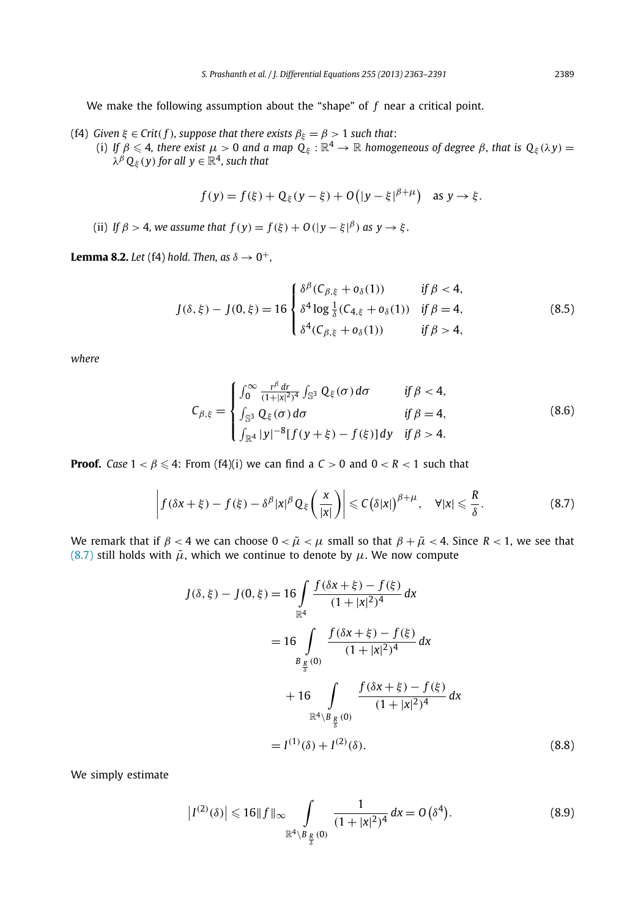We make the following assumption about the "shape" of $f$ near a critical point.

(f4) *Given $\xi \in Crit(f)$, suppose that there exists $\beta_\xi = \beta > 1$ such that*:

(i) *If $\beta \leqslant 4$, there exist $\mu > 0$ and a map $Q_\xi : \mathbb{R}^4 \to \mathbb{R}$ homogeneous of degree $\beta$, that is $Q_\xi(\lambda y) = \lambda^\beta Q_\xi(y)$ for all $y \in \mathbb{R}^4$, such that*

$$f(y) = f(\xi) + Q_\xi(y - \xi) + O\big(|y - \xi|^{\beta+\mu}\big) \quad \text{as } y \to \xi.$$

(ii) *If $\beta > 4$, we assume that $f(y) = f(\xi) + O(|y - \xi|^\beta)$ as $y \to \xi$.*

**Lemma 8.2.** *Let* (f4) *hold. Then, as $\delta \to 0^+$,*

$$J(\delta, \xi) - J(0, \xi) = 16 \begin{cases} \delta^\beta (C_{\beta,\xi} + o_\delta(1)) & \text{if } \beta < 4, \\ \delta^4 \log \frac{1}{\delta} (C_{4,\xi} + o_\delta(1)) & \text{if } \beta = 4, \\ \delta^4 (C_{\beta,\xi} + o_\delta(1)) & \text{if } \beta > 4, \end{cases} \tag{8.5}$$

*where*

$$C_{\beta,\xi} = \begin{cases} \int_0^\infty \frac{r^\beta \, dr}{(1+|x|^2)^4} \int_{\mathbb{S}^3} Q_\xi(\sigma)\, d\sigma & \text{if } \beta < 4, \\ \int_{\mathbb{S}^3} Q_\xi(\sigma)\, d\sigma & \text{if } \beta = 4, \\ \int_{\mathbb{R}^4} |y|^{-8} [f(y+\xi) - f(\xi)]\, dy & \text{if } \beta > 4. \end{cases} \tag{8.6}$$

**Proof.** *Case* $1 < \beta \leqslant 4$: From (f4)(i) we can find a $C > 0$ and $0 < R < 1$ such that

$$\left| f(\delta x + \xi) - f(\xi) - \delta^\beta |x|^\beta Q_\xi\left(\frac{x}{|x|}\right) \right| \leqslant C\big(\delta|x|\big)^{\beta+\mu}, \quad \forall |x| \leqslant \frac{R}{\delta}. \tag{8.7}$$

We remark that if $\beta < 4$ we can choose $0 < \tilde{\mu} < \mu$ small so that $\beta + \tilde{\mu} < 4$. Since $R < 1$, we see that (8.7) still holds with $\tilde{\mu}$, which we continue to denote by $\mu$. We now compute

$$\begin{aligned} J(\delta, \xi) - J(0, \xi) &= 16 \int_{\mathbb{R}^4} \frac{f(\delta x + \xi) - f(\xi)}{(1+|x|^2)^4}\, dx \\ &= 16 \int_{B_{\frac{R}{\delta}}(0)} \frac{f(\delta x + \xi) - f(\xi)}{(1+|x|^2)^4}\, dx \\ &\quad + 16 \int_{\mathbb{R}^4 \setminus B_{\frac{R}{\delta}}(0)} \frac{f(\delta x + \xi) - f(\xi)}{(1+|x|^2)^4}\, dx \\ &= I^{(1)}(\delta) + I^{(2)}(\delta). \end{aligned} \tag{8.8}$$

We simply estimate

$$\big|I^{(2)}(\delta)\big| \leqslant 16\|f\|_\infty \int_{\mathbb{R}^4 \setminus B_{\frac{R}{\delta}}(0)} \frac{1}{(1+|x|^2)^4}\, dx = O\big(\delta^4\big). \tag{8.9}$$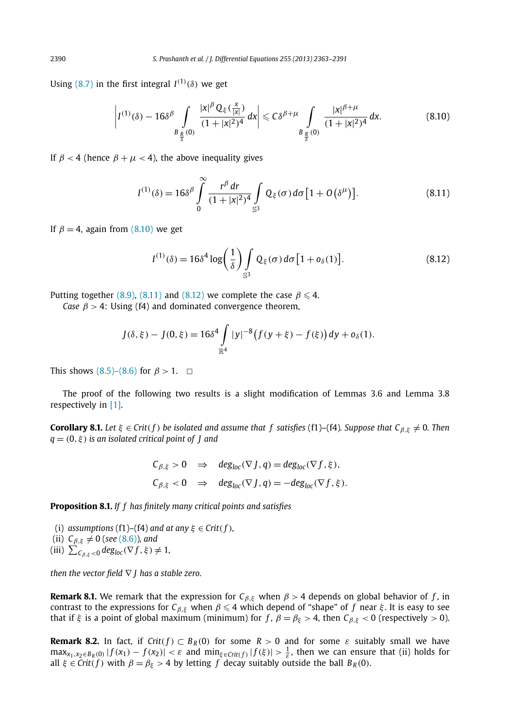Using (8.7) in the first integral $I^{(1)}(\delta)$ we get

$$\left| I^{(1)}(\delta) - 16\delta^{\beta} \int_{B_{\frac{R}{\delta}}(0)} \frac{|x|^{\beta} Q_{\xi}(\frac{x}{|x|})}{(1+|x|^2)^4}\, dx \right| \leqslant C\delta^{\beta+\mu} \int_{B_{\frac{R}{\delta}}(0)} \frac{|x|^{\beta+\mu}}{(1+|x|^2)^4}\, dx. \tag{8.10}$$

If $\beta < 4$ (hence $\beta + \mu < 4$), the above inequality gives

$$I^{(1)}(\delta) = 16\delta^{\beta} \int_0^{\infty} \frac{r^{\beta}\, dr}{(1+|x|^2)^4} \int_{\mathbb{S}^3} Q_{\xi}(\sigma)\, d\sigma \left[1 + O\left(\delta^{\mu}\right)\right]. \tag{8.11}$$

If $\beta = 4$, again from (8.10) we get

$$I^{(1)}(\delta) = 16\delta^4 \log\left(\frac{1}{\delta}\right) \int_{\mathbb{S}^3} Q_{\xi}(\sigma)\, d\sigma \left[1 + o_{\delta}(1)\right]. \tag{8.12}$$

Putting together (8.9), (8.11) and (8.12) we complete the case $\beta \leqslant 4$.

*Case* $\beta > 4$: Using (f4) and dominated convergence theorem,

$$J(\delta, \xi) - J(0, \xi) = 16\delta^4 \int_{\mathbb{R}^4} |y|^{-8}\left(f(y+\xi) - f(\xi)\right) dy + o_{\delta}(1).$$

This shows (8.5)–(8.6) for $\beta > 1$. $\square$

The proof of the following two results is a slight modification of Lemmas 3.6 and Lemma 3.8 respectively in [1].

**Corollary 8.1.** *Let $\xi \in Crit(f)$ be isolated and assume that $f$ satisfies* (f1)–(f4)*. Suppose that $C_{\beta,\xi} \neq 0$. Then $q = (0, \xi)$ is an isolated critical point of $J$ and*

$$C_{\beta,\xi} > 0 \quad \Rightarrow \quad deg_{loc}(\nabla J, q) = deg_{loc}(\nabla f, \xi),$$
$$C_{\beta,\xi} < 0 \quad \Rightarrow \quad deg_{loc}(\nabla J, q) = -deg_{loc}(\nabla f, \xi).$$

**Proposition 8.1.** *If $f$ has finitely many critical points and satisfies*

(i) *assumptions* (f1)–(f4) *and at any $\xi \in Crit(f)$,*
(ii) *$C_{\beta,\xi} \neq 0$ (see* (8.6)*), and*
(iii) *$\sum_{C_{\beta,\xi}<0} deg_{loc}(\nabla f, \xi) \neq 1$,*

*then the vector field $\nabla J$ has a stable zero.*

**Remark 8.1.** We remark that the expression for $C_{\beta,\xi}$ when $\beta > 4$ depends on global behavior of $f$, in contrast to the expressions for $C_{\beta,\xi}$ when $\beta \leqslant 4$ which depend of "shape" of $f$ near $\xi$. It is easy to see that if $\xi$ is a point of global maximum (minimum) for $f$, $\beta = \beta_{\xi} > 4$, then $C_{\beta,\xi} < 0$ (respectively $> 0$).

**Remark 8.2.** In fact, if $Crit(f) \subset B_R(0)$ for some $R > 0$ and for some $\varepsilon$ suitably small we have $\max_{x_1, x_2 \in B_R(0)} |f(x_1) - f(x_2)| < \varepsilon$ and $\min_{\xi \in Crit(f)} |f(\xi)| > \frac{1}{\varepsilon}$, then we can ensure that (ii) holds for all $\xi \in Crit(f)$ with $\beta = \beta_{\xi} > 4$ by letting $f$ decay suitably outside the ball $B_R(0)$.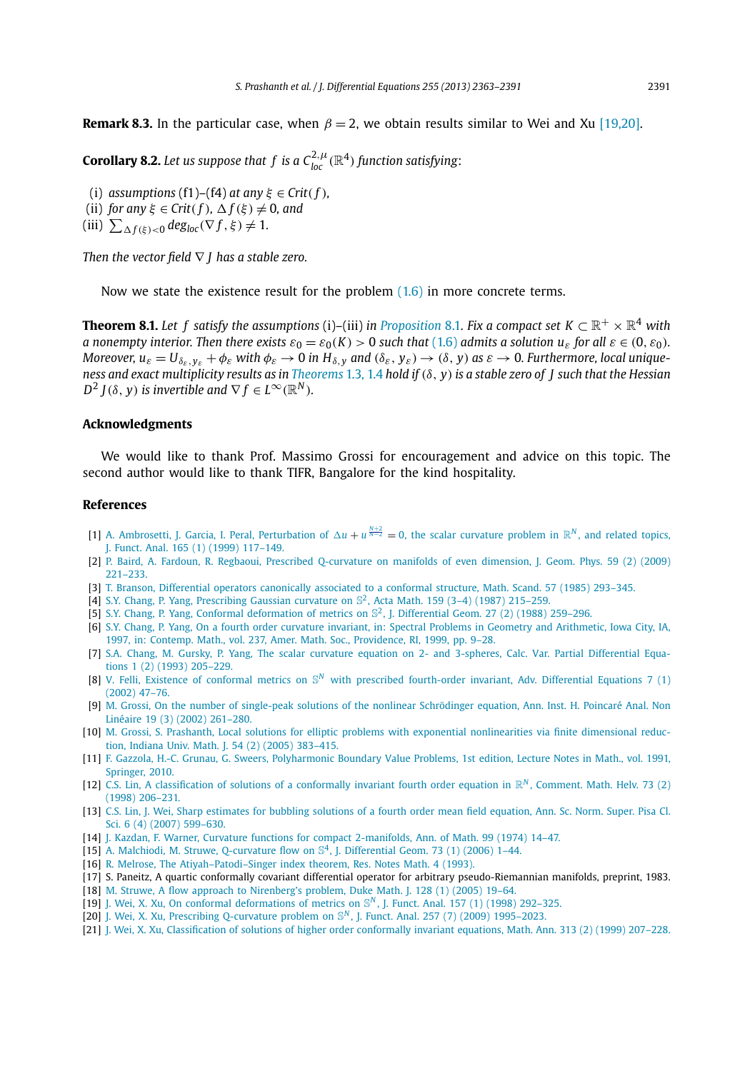**Remark 8.3.** In the particular case, when $\beta = 2$, we obtain results similar to Wei and Xu [19,20].

**Corollary 8.2.** *Let us suppose that $f$ is a $C^{2,\mu}_{loc}(\mathbb{R}^4)$ function satisfying*:

(i) *assumptions* (f1)–(f4) *at any $\xi \in Crit(f)$*,
(ii) *for any $\xi \in Crit(f)$, $\Delta f(\xi) \neq 0$, and*
(iii) $\sum_{\Delta f(\xi)<0} deg_{loc}(\nabla f, \xi) \neq 1$.

*Then the vector field $\nabla J$ has a stable zero.*

Now we state the existence result for the problem (1.6) in more concrete terms.

**Theorem 8.1.** *Let $f$ satisfy the assumptions* (i)–(iii) *in Proposition 8.1. Fix a compact set $K \subset \mathbb{R}^+ \times \mathbb{R}^4$ with a nonempty interior. Then there exists $\varepsilon_0 = \varepsilon_0(K) > 0$ such that (1.6) admits a solution $u_\varepsilon$ for all $\varepsilon \in (0, \varepsilon_0)$. Moreover, $u_\varepsilon = U_{\delta_\varepsilon, y_\varepsilon} + \phi_\varepsilon$ with $\phi_\varepsilon \to 0$ in $H_{\delta,y}$ and $(\delta_\varepsilon, y_\varepsilon) \to (\delta, y)$ as $\varepsilon \to 0$. Furthermore, local uniqueness and exact multiplicity results as in Theorems 1.3, 1.4 hold if $(\delta, y)$ is a stable zero of $J$ such that the Hessian $D^2 J(\delta, y)$ is invertible and $\nabla f \in L^\infty(\mathbb{R}^N)$.*

## Acknowledgments

We would like to thank Prof. Massimo Grossi for encouragement and advice on this topic. The second author would like to thank TIFR, Bangalore for the kind hospitality.

## References

[1] A. Ambrosetti, J. Garcia, I. Peral, Perturbation of $\Delta u + u^{\frac{N+2}{N-2}} = 0$, the scalar curvature problem in $\mathbb{R}^N$, and related topics, J. Funct. Anal. 165 (1) (1999) 117–149.

[2] P. Baird, A. Fardoun, R. Regbaoui, Prescribed Q-curvature on manifolds of even dimension, J. Geom. Phys. 59 (2) (2009) 221–233.

[3] T. Branson, Differential operators canonically associated to a conformal structure, Math. Scand. 57 (1985) 293–345.

[4] S.Y. Chang, P. Yang, Prescribing Gaussian curvature on $\mathbb{S}^2$, Acta Math. 159 (3–4) (1987) 215–259.

[5] S.Y. Chang, P. Yang, Conformal deformation of metrics on $\mathbb{S}^2$, J. Differential Geom. 27 (2) (1988) 259–296.

[6] S.Y. Chang, P. Yang, On a fourth order curvature invariant, in: Spectral Problems in Geometry and Arithmetic, Iowa City, IA, 1997, in: Contemp. Math., vol. 237, Amer. Math. Soc., Providence, RI, 1999, pp. 9–28.

[7] S.A. Chang, M. Gursky, P. Yang, The scalar curvature equation on 2- and 3-spheres, Calc. Var. Partial Differential Equations 1 (2) (1993) 205–229.

[8] V. Felli, Existence of conformal metrics on $\mathbb{S}^N$ with prescribed fourth-order invariant, Adv. Differential Equations 7 (1) (2002) 47–76.

[9] M. Grossi, On the number of single-peak solutions of the nonlinear Schrödinger equation, Ann. Inst. H. Poincaré Anal. Non Linéaire 19 (3) (2002) 261–280.

[10] M. Grossi, S. Prashanth, Local solutions for elliptic problems with exponential nonlinearities via finite dimensional reduction, Indiana Univ. Math. J. 54 (2) (2005) 383–415.

[11] F. Gazzola, H.-C. Grunau, G. Sweers, Polyharmonic Boundary Value Problems, 1st edition, Lecture Notes in Math., vol. 1991, Springer, 2010.

[12] C.S. Lin, A classification of solutions of a conformally invariant fourth order equation in $\mathbb{R}^N$, Comment. Math. Helv. 73 (2) (1998) 206–231.

[13] C.S. Lin, J. Wei, Sharp estimates for bubbling solutions of a fourth order mean field equation, Ann. Sc. Norm. Super. Pisa Cl. Sci. 6 (4) (2007) 599–630.

[14] J. Kazdan, F. Warner, Curvature functions for compact 2-manifolds, Ann. of Math. 99 (1974) 14–47.

[15] A. Malchiodi, M. Struwe, Q-curvature flow on $\mathbb{S}^4$, J. Differential Geom. 73 (1) (2006) 1–44.

[16] R. Melrose, The Atiyah–Patodi–Singer index theorem, Res. Notes Math. 4 (1993).

[17] S. Paneitz, A quartic conformally covariant differential operator for arbitrary pseudo-Riemannian manifolds, preprint, 1983.

[18] M. Struwe, A flow approach to Nirenberg's problem, Duke Math. J. 128 (1) (2005) 19–64.

[19] J. Wei, X. Xu, On conformal deformations of metrics on $\mathbb{S}^N$, J. Funct. Anal. 157 (1) (1998) 292–325.

[20] J. Wei, X. Xu, Prescribing Q-curvature problem on $\mathbb{S}^N$, J. Funct. Anal. 257 (7) (2009) 1995–2023.

[21] J. Wei, X. Xu, Classification of solutions of higher order conformally invariant equations, Math. Ann. 313 (2) (1999) 207–228.